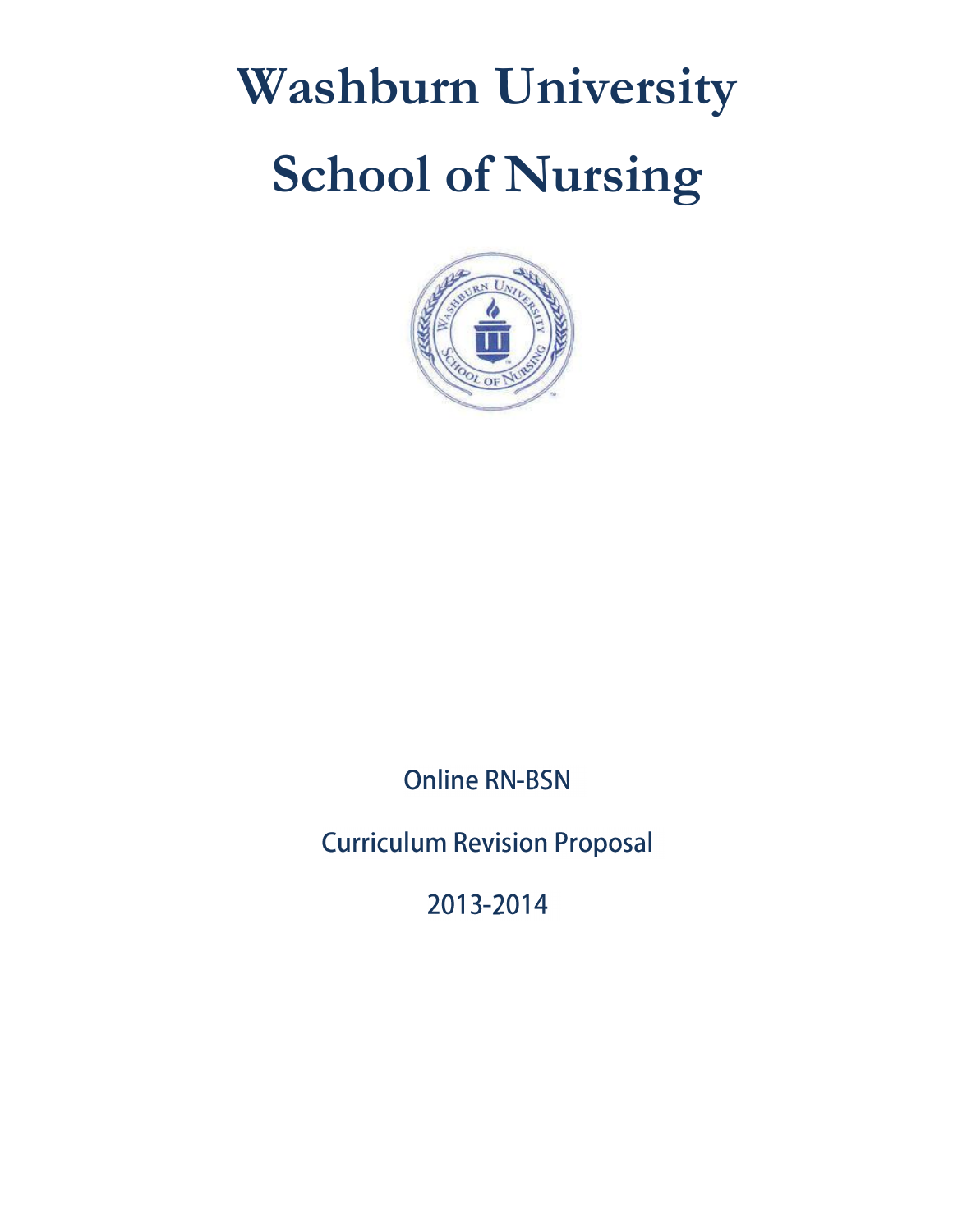# Washburn University

# School of Nursing

Online RN-BSN

Curriculum Revision Proposal

2013-2014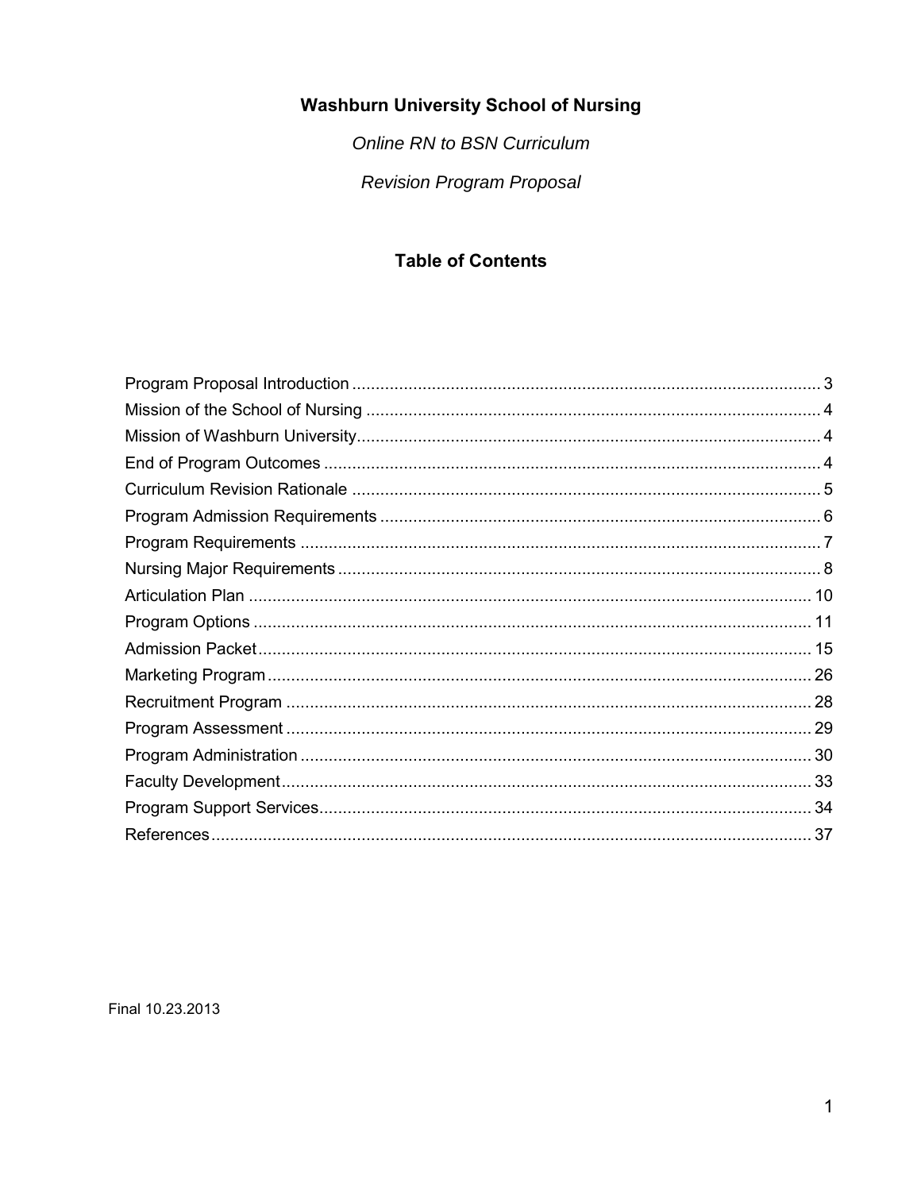# Washburn University School of Nursing

*Online RN to BSN Curriculum*

*Revision Program Proposal*

## Table of Contents

Program Proposal Introduction ........................................................................................... 3
Mission of the School of Nursing ......................................................................................... 4
Mission of Washburn University........................................................................................... 4
End of Program Outcomes ................................................................................................... 4
Curriculum Revision Rationale ............................................................................................. 5
Program Admission Requirements ....................................................................................... 6
Program Requirements ........................................................................................................ 7
Nursing Major Requirements ............................................................................................... 8
Articulation Plan ................................................................................................................. 10
Program Options ................................................................................................................ 11
Admission Packet ............................................................................................................... 15
Marketing Program ............................................................................................................. 26
Recruitment Program .......................................................................................................... 28
Program Assessment .......................................................................................................... 29
Program Administration ...................................................................................................... 30
Faculty Development ........................................................................................................... 33
Program Support Services .................................................................................................. 34
References .......................................................................................................................... 37

Final 10.23.2013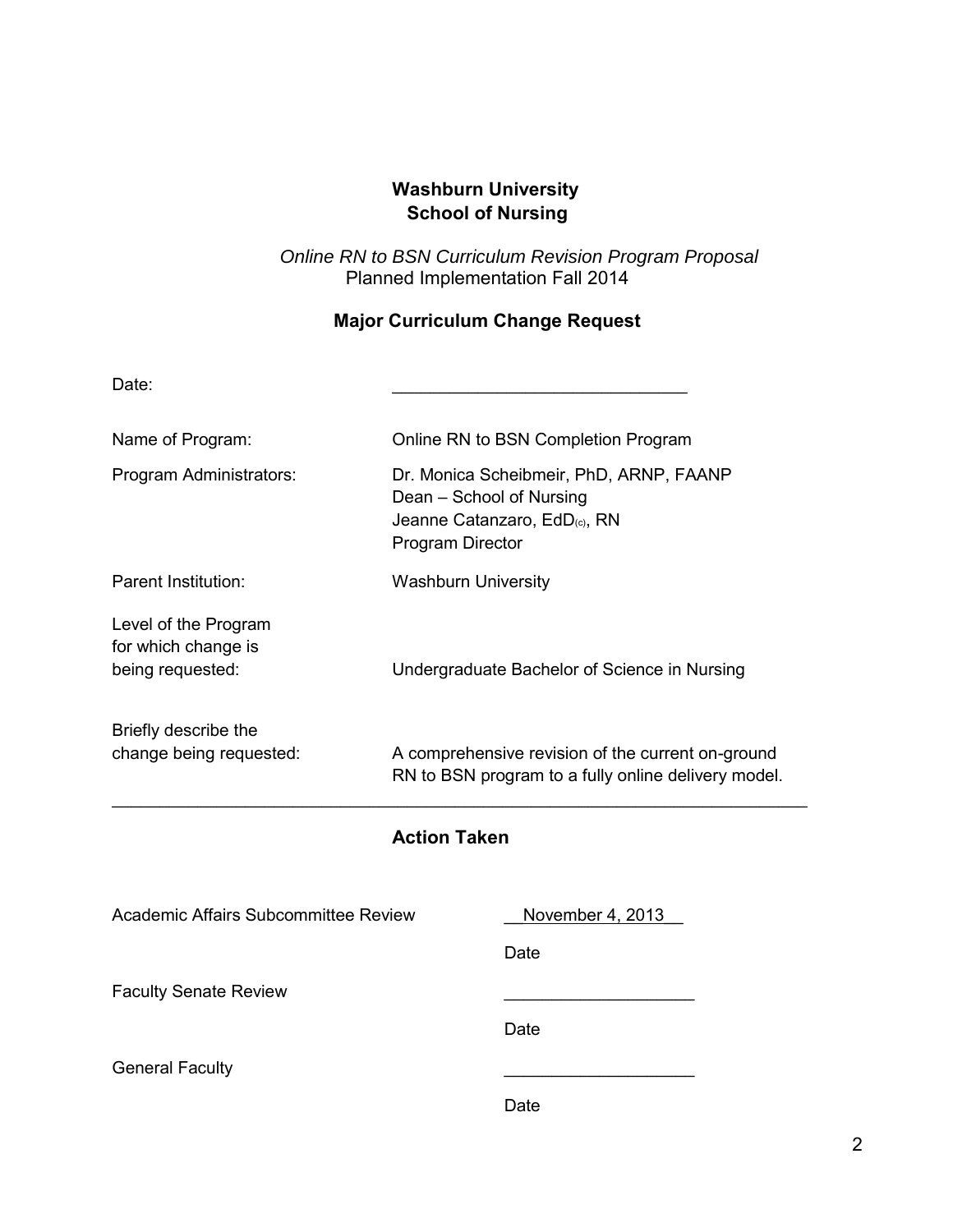**Washburn University**
**School of Nursing**

*Online RN to BSN Curriculum Revision Program Proposal*
Planned Implementation Fall 2014

**Major Curriculum Change Request**

Date: _______________________________

Name of Program: Online RN to BSN Completion Program

Program Administrators: Dr. Monica Scheibmeir, PhD, ARNP, FAANP
Dean – School of Nursing
Jeanne Catanzaro, EdD$_{(c)}$, RN
Program Director

Parent Institution: Washburn University

Level of the Program for which change is being requested: Undergraduate Bachelor of Science in Nursing

Briefly describe the change being requested: A comprehensive revision of the current on-ground RN to BSN program to a fully online delivery model.

---

**Action Taken**

Academic Affairs Subcommittee Review __November 4, 2013__
Date

Faculty Senate Review ____________________
Date

General Faculty ____________________
Date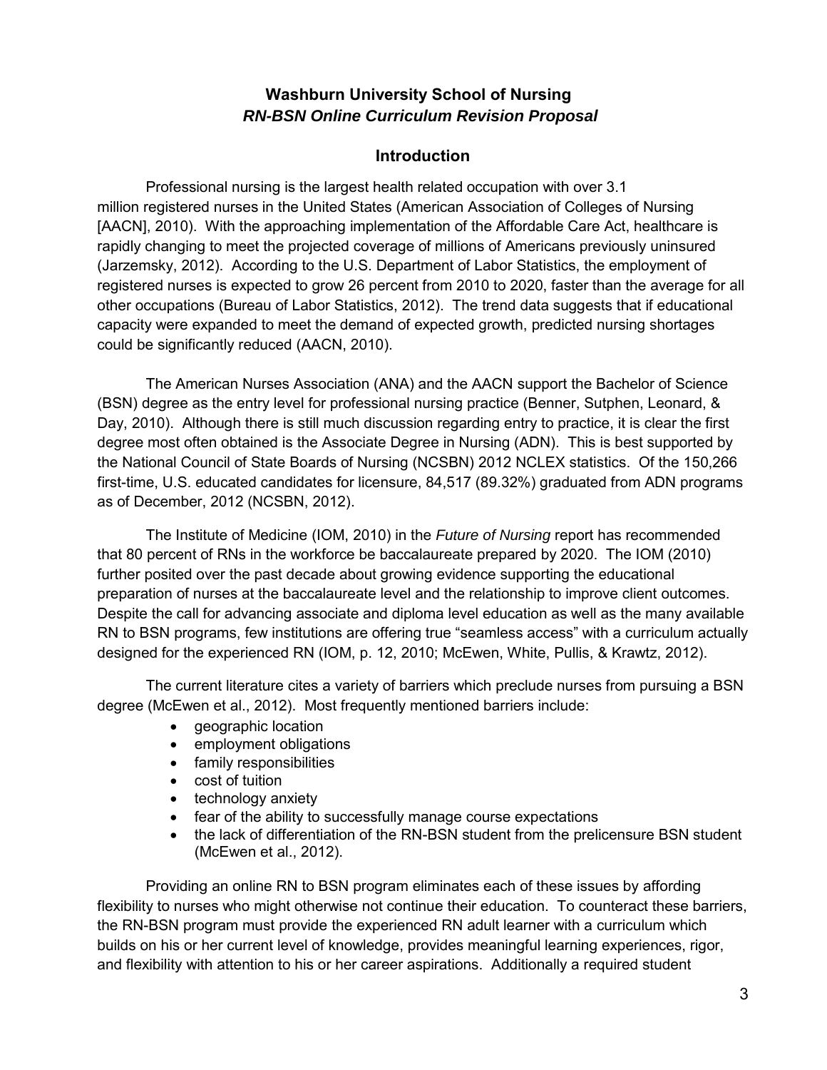## Washburn University School of Nursing
### *RN-BSN Online Curriculum Revision Proposal*

### Introduction

Professional nursing is the largest health related occupation with over 3.1 million registered nurses in the United States (American Association of Colleges of Nursing [AACN], 2010). With the approaching implementation of the Affordable Care Act, healthcare is rapidly changing to meet the projected coverage of millions of Americans previously uninsured (Jarzemsky, 2012). According to the U.S. Department of Labor Statistics, the employment of registered nurses is expected to grow 26 percent from 2010 to 2020, faster than the average for all other occupations (Bureau of Labor Statistics, 2012). The trend data suggests that if educational capacity were expanded to meet the demand of expected growth, predicted nursing shortages could be significantly reduced (AACN, 2010).

The American Nurses Association (ANA) and the AACN support the Bachelor of Science (BSN) degree as the entry level for professional nursing practice (Benner, Sutphen, Leonard, & Day, 2010). Although there is still much discussion regarding entry to practice, it is clear the first degree most often obtained is the Associate Degree in Nursing (ADN). This is best supported by the National Council of State Boards of Nursing (NCSBN) 2012 NCLEX statistics. Of the 150,266 first-time, U.S. educated candidates for licensure, 84,517 (89.32%) graduated from ADN programs as of December, 2012 (NCSBN, 2012).

The Institute of Medicine (IOM, 2010) in the *Future of Nursing* report has recommended that 80 percent of RNs in the workforce be baccalaureate prepared by 2020. The IOM (2010) further posited over the past decade about growing evidence supporting the educational preparation of nurses at the baccalaureate level and the relationship to improve client outcomes. Despite the call for advancing associate and diploma level education as well as the many available RN to BSN programs, few institutions are offering true "seamless access" with a curriculum actually designed for the experienced RN (IOM, p. 12, 2010; McEwen, White, Pullis, & Krawtz, 2012).

The current literature cites a variety of barriers which preclude nurses from pursuing a BSN degree (McEwen et al., 2012). Most frequently mentioned barriers include:

- geographic location
- employment obligations
- family responsibilities
- cost of tuition
- technology anxiety
- fear of the ability to successfully manage course expectations
- the lack of differentiation of the RN-BSN student from the prelicensure BSN student (McEwen et al., 2012).

Providing an online RN to BSN program eliminates each of these issues by affording flexibility to nurses who might otherwise not continue their education. To counteract these barriers, the RN-BSN program must provide the experienced RN adult learner with a curriculum which builds on his or her current level of knowledge, provides meaningful learning experiences, rigor, and flexibility with attention to his or her career aspirations. Additionally a required student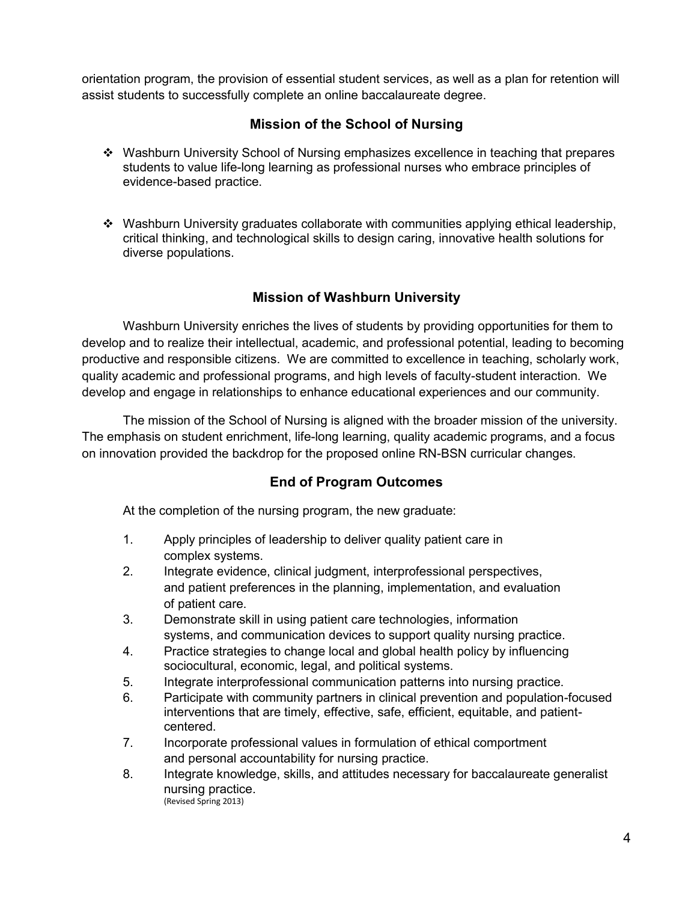orientation program, the provision of essential student services, as well as a plan for retention will assist students to successfully complete an online baccalaureate degree.

## Mission of the School of Nursing

- Washburn University School of Nursing emphasizes excellence in teaching that prepares students to value life-long learning as professional nurses who embrace principles of evidence-based practice.

- Washburn University graduates collaborate with communities applying ethical leadership, critical thinking, and technological skills to design caring, innovative health solutions for diverse populations.

## Mission of Washburn University

Washburn University enriches the lives of students by providing opportunities for them to develop and to realize their intellectual, academic, and professional potential, leading to becoming productive and responsible citizens. We are committed to excellence in teaching, scholarly work, quality academic and professional programs, and high levels of faculty-student interaction. We develop and engage in relationships to enhance educational experiences and our community.

The mission of the School of Nursing is aligned with the broader mission of the university. The emphasis on student enrichment, life-long learning, quality academic programs, and a focus on innovation provided the backdrop for the proposed online RN-BSN curricular changes.

## End of Program Outcomes

At the completion of the nursing program, the new graduate:

1. Apply principles of leadership to deliver quality patient care in complex systems.
2. Integrate evidence, clinical judgment, interprofessional perspectives, and patient preferences in the planning, implementation, and evaluation of patient care.
3. Demonstrate skill in using patient care technologies, information systems, and communication devices to support quality nursing practice.
4. Practice strategies to change local and global health policy by influencing sociocultural, economic, legal, and political systems.
5. Integrate interprofessional communication patterns into nursing practice.
6. Participate with community partners in clinical prevention and population-focused interventions that are timely, effective, safe, efficient, equitable, and patient-centered.
7. Incorporate professional values in formulation of ethical comportment and personal accountability for nursing practice.
8. Integrate knowledge, skills, and attitudes necessary for baccalaureate generalist nursing practice.

(Revised Spring 2013)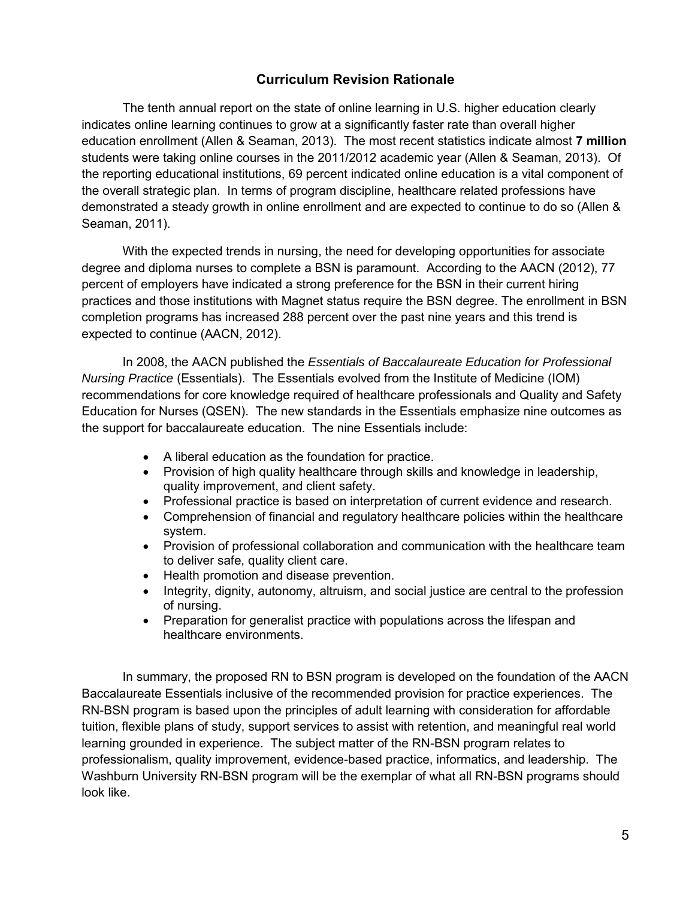## Curriculum Revision Rationale

The tenth annual report on the state of online learning in U.S. higher education clearly indicates online learning continues to grow at a significantly faster rate than overall higher education enrollment (Allen & Seaman, 2013). The most recent statistics indicate almost **7 million** students were taking online courses in the 2011/2012 academic year (Allen & Seaman, 2013). Of the reporting educational institutions, 69 percent indicated online education is a vital component of the overall strategic plan. In terms of program discipline, healthcare related professions have demonstrated a steady growth in online enrollment and are expected to continue to do so (Allen & Seaman, 2011).

With the expected trends in nursing, the need for developing opportunities for associate degree and diploma nurses to complete a BSN is paramount. According to the AACN (2012), 77 percent of employers have indicated a strong preference for the BSN in their current hiring practices and those institutions with Magnet status require the BSN degree. The enrollment in BSN completion programs has increased 288 percent over the past nine years and this trend is expected to continue (AACN, 2012).

In 2008, the AACN published the *Essentials of Baccalaureate Education for Professional Nursing Practice* (Essentials). The Essentials evolved from the Institute of Medicine (IOM) recommendations for core knowledge required of healthcare professionals and Quality and Safety Education for Nurses (QSEN). The new standards in the Essentials emphasize nine outcomes as the support for baccalaureate education. The nine Essentials include:

- A liberal education as the foundation for practice.
- Provision of high quality healthcare through skills and knowledge in leadership, quality improvement, and client safety.
- Professional practice is based on interpretation of current evidence and research.
- Comprehension of financial and regulatory healthcare policies within the healthcare system.
- Provision of professional collaboration and communication with the healthcare team to deliver safe, quality client care.
- Health promotion and disease prevention.
- Integrity, dignity, autonomy, altruism, and social justice are central to the profession of nursing.
- Preparation for generalist practice with populations across the lifespan and healthcare environments.

In summary, the proposed RN to BSN program is developed on the foundation of the AACN Baccalaureate Essentials inclusive of the recommended provision for practice experiences. The RN-BSN program is based upon the principles of adult learning with consideration for affordable tuition, flexible plans of study, support services to assist with retention, and meaningful real world learning grounded in experience. The subject matter of the RN-BSN program relates to professionalism, quality improvement, evidence-based practice, informatics, and leadership. The Washburn University RN-BSN program will be the exemplar of what all RN-BSN programs should look like.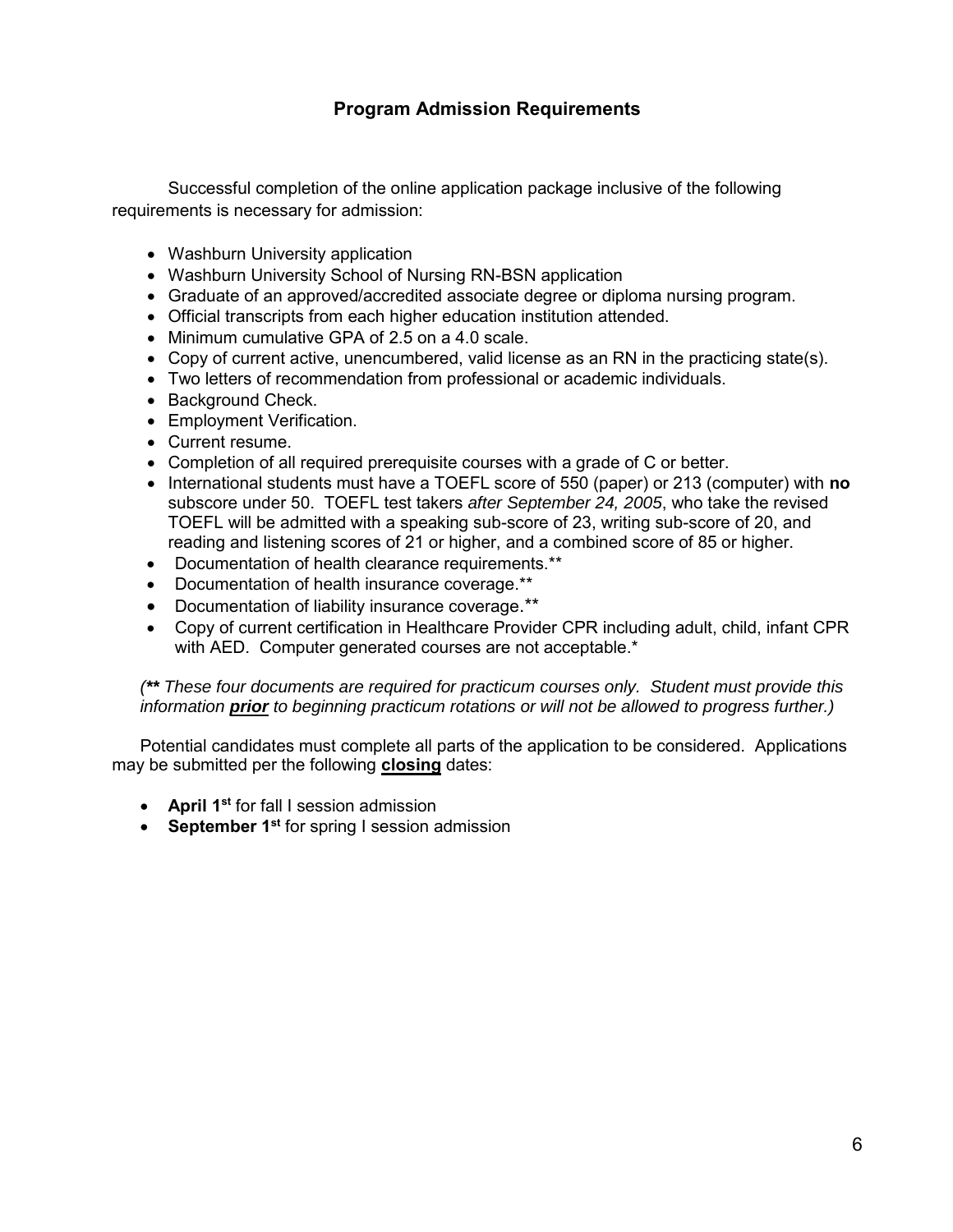## Program Admission Requirements

Successful completion of the online application package inclusive of the following requirements is necessary for admission:

- Washburn University application
- Washburn University School of Nursing RN-BSN application
- Graduate of an approved/accredited associate degree or diploma nursing program.
- Official transcripts from each higher education institution attended.
- Minimum cumulative GPA of 2.5 on a 4.0 scale.
- Copy of current active, unencumbered, valid license as an RN in the practicing state(s).
- Two letters of recommendation from professional or academic individuals.
- Background Check.
- Employment Verification.
- Current resume.
- Completion of all required prerequisite courses with a grade of C or better.
- International students must have a TOEFL score of 550 (paper) or 213 (computer) with **no** subscore under 50. TOEFL test takers *after September 24, 2005*, who take the revised TOEFL will be admitted with a speaking sub-score of 23, writing sub-score of 20, and reading and listening scores of 21 or higher, and a combined score of 85 or higher.
- Documentation of health clearance requirements.**
- Documentation of health insurance coverage.**
- Documentation of liability insurance coverage.**
- Copy of current certification in Healthcare Provider CPR including adult, child, infant CPR with AED. Computer generated courses are not acceptable.*

*(**\*\* These four documents are required for practicum courses only. Student must provide this information **prior** to beginning practicum rotations or will not be allowed to progress further.)*

Potential candidates must complete all parts of the application to be considered. Applications may be submitted per the following **closing** dates:

- **April 1st** for fall I session admission
- **September 1st** for spring I session admission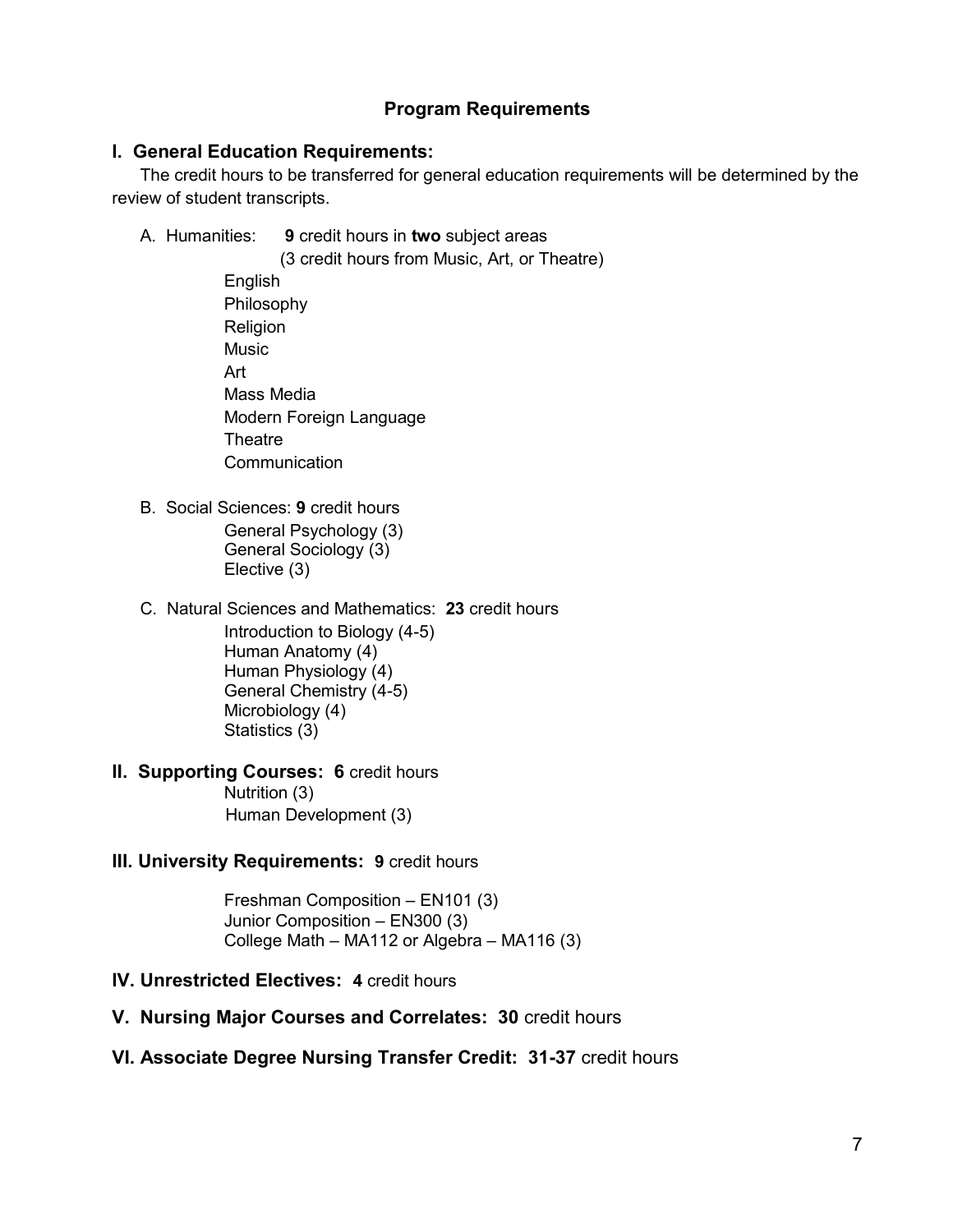## Program Requirements

### I. General Education Requirements:

The credit hours to be transferred for general education requirements will be determined by the review of student transcripts.

A. Humanities: **9** credit hours in **two** subject areas
(3 credit hours from Music, Art, or Theatre)

- English
- Philosophy
- Religion
- Music
- Art
- Mass Media
- Modern Foreign Language
- Theatre
- Communication

B. Social Sciences: **9** credit hours

- General Psychology (3)
- General Sociology (3)
- Elective (3)

C. Natural Sciences and Mathematics: **23** credit hours

- Introduction to Biology (4-5)
- Human Anatomy (4)
- Human Physiology (4)
- General Chemistry (4-5)
- Microbiology (4)
- Statistics (3)

### II. Supporting Courses: **6** credit hours

- Nutrition (3)
- Human Development (3)

### III. University Requirements: **9** credit hours

- Freshman Composition – EN101 (3)
- Junior Composition – EN300 (3)
- College Math – MA112 or Algebra – MA116 (3)

### IV. Unrestricted Electives: **4** credit hours

### V. Nursing Major Courses and Correlates: **30** credit hours

### VI. Associate Degree Nursing Transfer Credit: **31-37** credit hours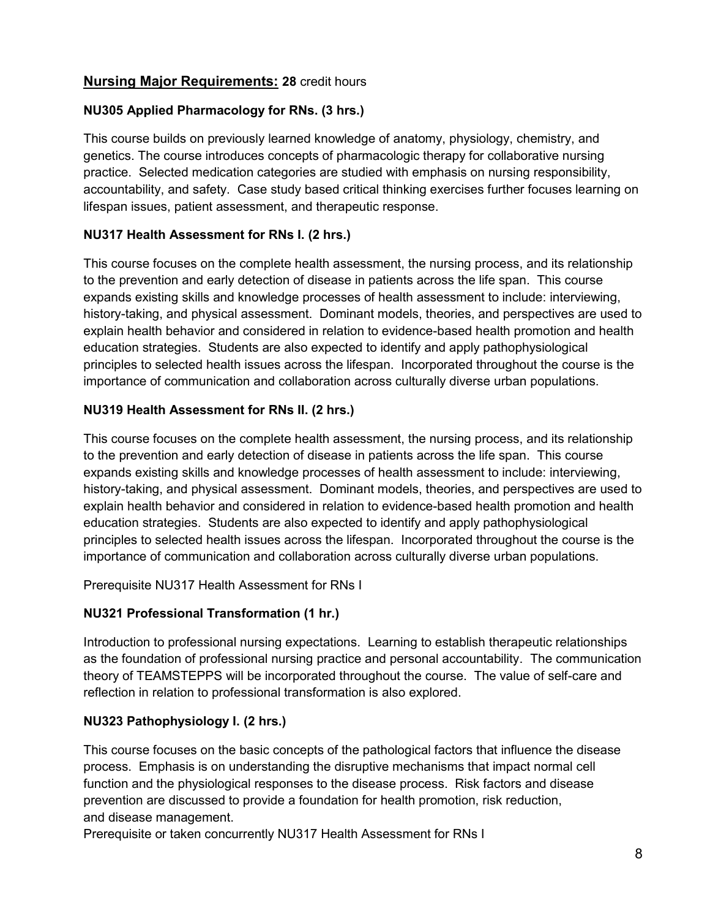## Nursing Major Requirements: **28** credit hours

### NU305 Applied Pharmacology for RNs. (3 hrs.)

This course builds on previously learned knowledge of anatomy, physiology, chemistry, and genetics. The course introduces concepts of pharmacologic therapy for collaborative nursing practice. Selected medication categories are studied with emphasis on nursing responsibility, accountability, and safety. Case study based critical thinking exercises further focuses learning on lifespan issues, patient assessment, and therapeutic response.

### NU317 Health Assessment for RNs I. (2 hrs.)

This course focuses on the complete health assessment, the nursing process, and its relationship to the prevention and early detection of disease in patients across the life span. This course expands existing skills and knowledge processes of health assessment to include: interviewing, history-taking, and physical assessment. Dominant models, theories, and perspectives are used to explain health behavior and considered in relation to evidence-based health promotion and health education strategies. Students are also expected to identify and apply pathophysiological principles to selected health issues across the lifespan. Incorporated throughout the course is the importance of communication and collaboration across culturally diverse urban populations.

### NU319 Health Assessment for RNs II. (2 hrs.)

This course focuses on the complete health assessment, the nursing process, and its relationship to the prevention and early detection of disease in patients across the life span. This course expands existing skills and knowledge processes of health assessment to include: interviewing, history-taking, and physical assessment. Dominant models, theories, and perspectives are used to explain health behavior and considered in relation to evidence-based health promotion and health education strategies. Students are also expected to identify and apply pathophysiological principles to selected health issues across the lifespan. Incorporated throughout the course is the importance of communication and collaboration across culturally diverse urban populations.

Prerequisite NU317 Health Assessment for RNs I

### NU321 Professional Transformation (1 hr.)

Introduction to professional nursing expectations. Learning to establish therapeutic relationships as the foundation of professional nursing practice and personal accountability. The communication theory of TEAMSTEPPS will be incorporated throughout the course. The value of self-care and reflection in relation to professional transformation is also explored.

### NU323 Pathophysiology I. (2 hrs.)

This course focuses on the basic concepts of the pathological factors that influence the disease process. Emphasis is on understanding the disruptive mechanisms that impact normal cell function and the physiological responses to the disease process. Risk factors and disease prevention are discussed to provide a foundation for health promotion, risk reduction, and disease management.
Prerequisite or taken concurrently NU317 Health Assessment for RNs I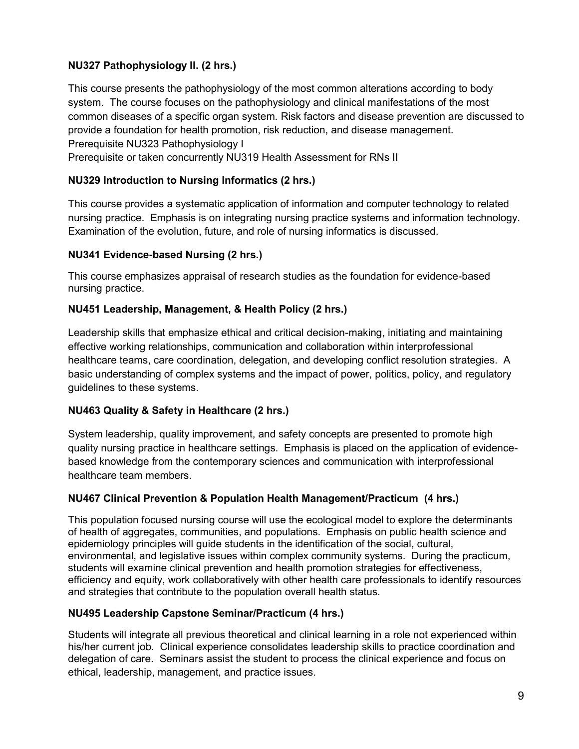**NU327 Pathophysiology II. (2 hrs.)**

This course presents the pathophysiology of the most common alterations according to body system. The course focuses on the pathophysiology and clinical manifestations of the most common diseases of a specific organ system. Risk factors and disease prevention are discussed to provide a foundation for health promotion, risk reduction, and disease management.
Prerequisite NU323 Pathophysiology I
Prerequisite or taken concurrently NU319 Health Assessment for RNs II

**NU329 Introduction to Nursing Informatics (2 hrs.)**

This course provides a systematic application of information and computer technology to related nursing practice. Emphasis is on integrating nursing practice systems and information technology. Examination of the evolution, future, and role of nursing informatics is discussed.

**NU341 Evidence-based Nursing (2 hrs.)**

This course emphasizes appraisal of research studies as the foundation for evidence-based nursing practice.

**NU451 Leadership, Management, & Health Policy (2 hrs.)**

Leadership skills that emphasize ethical and critical decision-making, initiating and maintaining effective working relationships, communication and collaboration within interprofessional healthcare teams, care coordination, delegation, and developing conflict resolution strategies. A basic understanding of complex systems and the impact of power, politics, policy, and regulatory guidelines to these systems.

**NU463 Quality & Safety in Healthcare (2 hrs.)**

System leadership, quality improvement, and safety concepts are presented to promote high quality nursing practice in healthcare settings. Emphasis is placed on the application of evidence-based knowledge from the contemporary sciences and communication with interprofessional healthcare team members.

**NU467 Clinical Prevention & Population Health Management/Practicum (4 hrs.)**

This population focused nursing course will use the ecological model to explore the determinants of health of aggregates, communities, and populations. Emphasis on public health science and epidemiology principles will guide students in the identification of the social, cultural, environmental, and legislative issues within complex community systems. During the practicum, students will examine clinical prevention and health promotion strategies for effectiveness, efficiency and equity, work collaboratively with other health care professionals to identify resources and strategies that contribute to the population overall health status.

**NU495 Leadership Capstone Seminar/Practicum (4 hrs.)**

Students will integrate all previous theoretical and clinical learning in a role not experienced within his/her current job. Clinical experience consolidates leadership skills to practice coordination and delegation of care. Seminars assist the student to process the clinical experience and focus on ethical, leadership, management, and practice issues.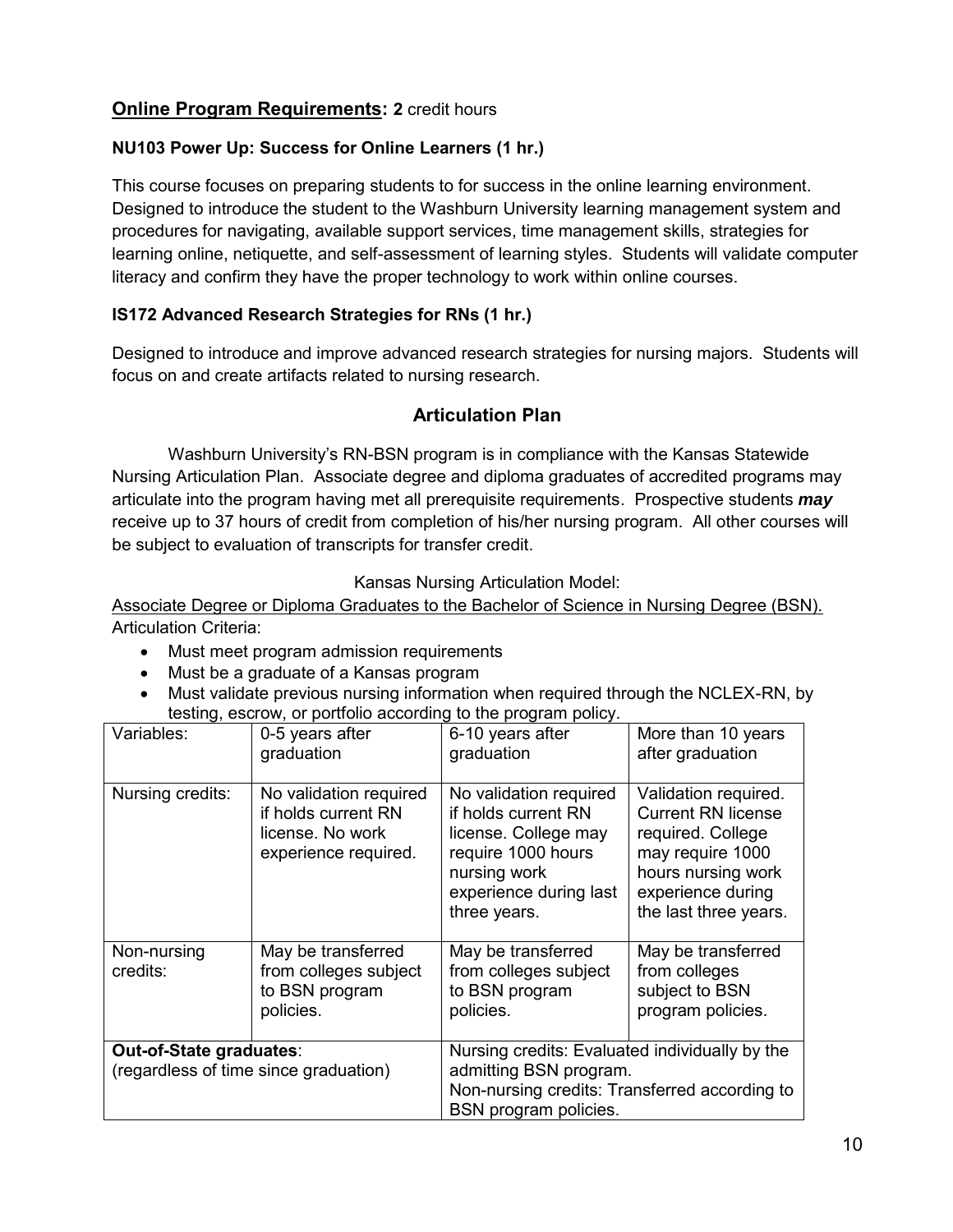## **Online Program Requirements: 2** credit hours

### NU103 Power Up: Success for Online Learners (1 hr.)

This course focuses on preparing students to for success in the online learning environment. Designed to introduce the student to the Washburn University learning management system and procedures for navigating, available support services, time management skills, strategies for learning online, netiquette, and self-assessment of learning styles. Students will validate computer literacy and confirm they have the proper technology to work within online courses.

### IS172 Advanced Research Strategies for RNs (1 hr.)

Designed to introduce and improve advanced research strategies for nursing majors. Students will focus on and create artifacts related to nursing research.

## Articulation Plan

Washburn University's RN-BSN program is in compliance with the Kansas Statewide Nursing Articulation Plan. Associate degree and diploma graduates of accredited programs may articulate into the program having met all prerequisite requirements. Prospective students ***may*** receive up to 37 hours of credit from completion of his/her nursing program. All other courses will be subject to evaluation of transcripts for transfer credit.

Kansas Nursing Articulation Model:

Associate Degree or Diploma Graduates to the Bachelor of Science in Nursing Degree (BSN).

Articulation Criteria:

- Must meet program admission requirements
- Must be a graduate of a Kansas program
- Must validate previous nursing information when required through the NCLEX-RN, by testing, escrow, or portfolio according to the program policy.

| Variables: | 0-5 years after graduation | 6-10 years after graduation | More than 10 years after graduation |
|---|---|---|---|
| Nursing credits: | No validation required if holds current RN license. No work experience required. | No validation required if holds current RN license. College may require 1000 hours nursing work experience during last three years. | Validation required. Current RN license required. College may require 1000 hours nursing work experience during the last three years. |
| Non-nursing credits: | May be transferred from colleges subject to BSN program policies. | May be transferred from colleges subject to BSN program policies. | May be transferred from colleges subject to BSN program policies. |
| **Out-of-State graduates**: (regardless of time since graduation) | | Nursing credits: Evaluated individually by the admitting BSN program. Non-nursing credits: Transferred according to BSN program policies. | |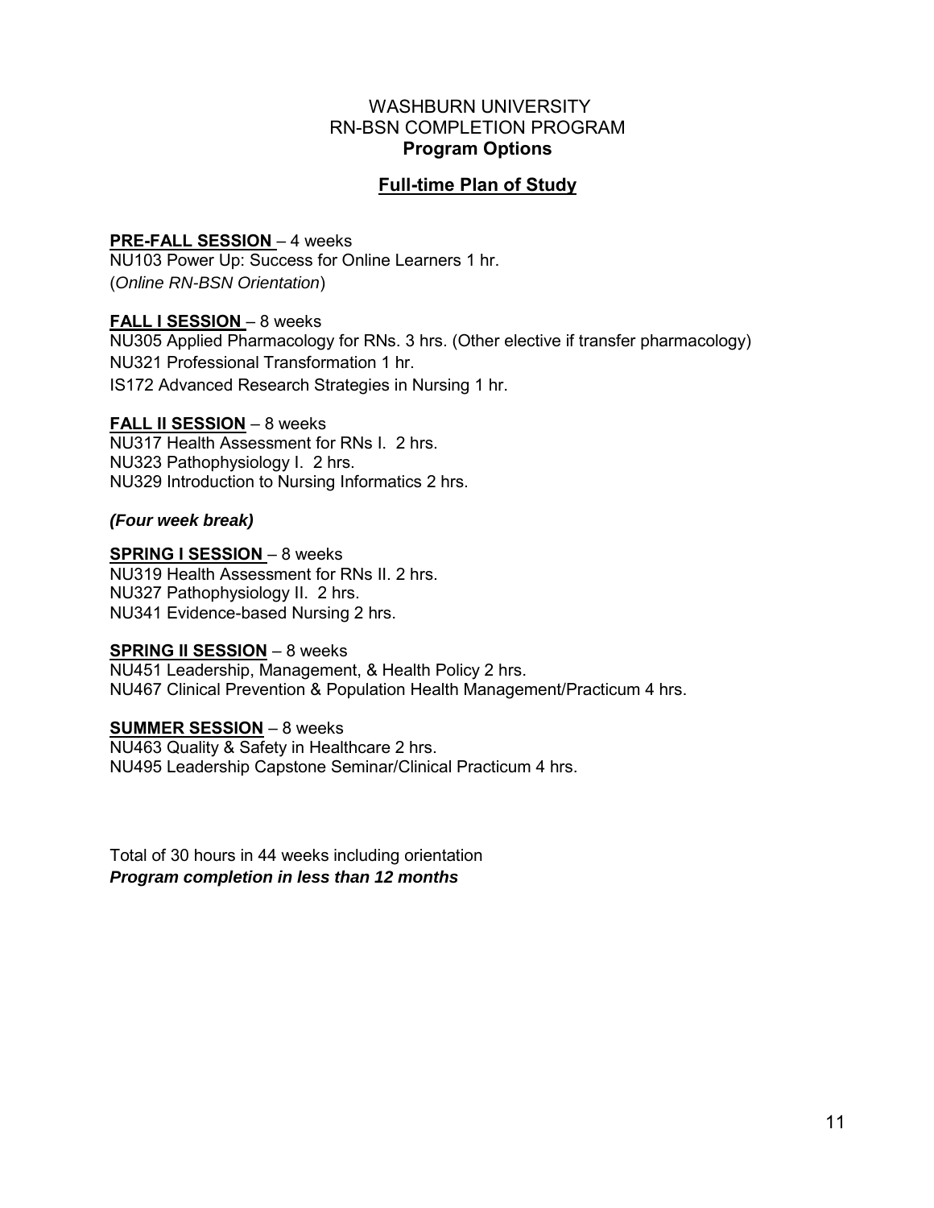# WASHBURN UNIVERSITY
# RN-BSN COMPLETION PROGRAM
## Program Options

## Full-time Plan of Study

**PRE-FALL SESSION** – 4 weeks
NU103 Power Up: Success for Online Learners 1 hr.
(*Online RN-BSN Orientation*)

**FALL I SESSION** – 8 weeks
NU305 Applied Pharmacology for RNs. 3 hrs. (Other elective if transfer pharmacology)
NU321 Professional Transformation 1 hr.
IS172 Advanced Research Strategies in Nursing 1 hr.

**FALL II SESSION** – 8 weeks
NU317 Health Assessment for RNs I. 2 hrs.
NU323 Pathophysiology I. 2 hrs.
NU329 Introduction to Nursing Informatics 2 hrs.

***(Four week break)***

**SPRING I SESSION** – 8 weeks
NU319 Health Assessment for RNs II. 2 hrs.
NU327 Pathophysiology II. 2 hrs.
NU341 Evidence-based Nursing 2 hrs.

**SPRING II SESSION** – 8 weeks
NU451 Leadership, Management, & Health Policy 2 hrs.
NU467 Clinical Prevention & Population Health Management/Practicum 4 hrs.

**SUMMER SESSION** – 8 weeks
NU463 Quality & Safety in Healthcare 2 hrs.
NU495 Leadership Capstone Seminar/Clinical Practicum 4 hrs.

Total of 30 hours in 44 weeks including orientation
***Program completion in less than 12 months***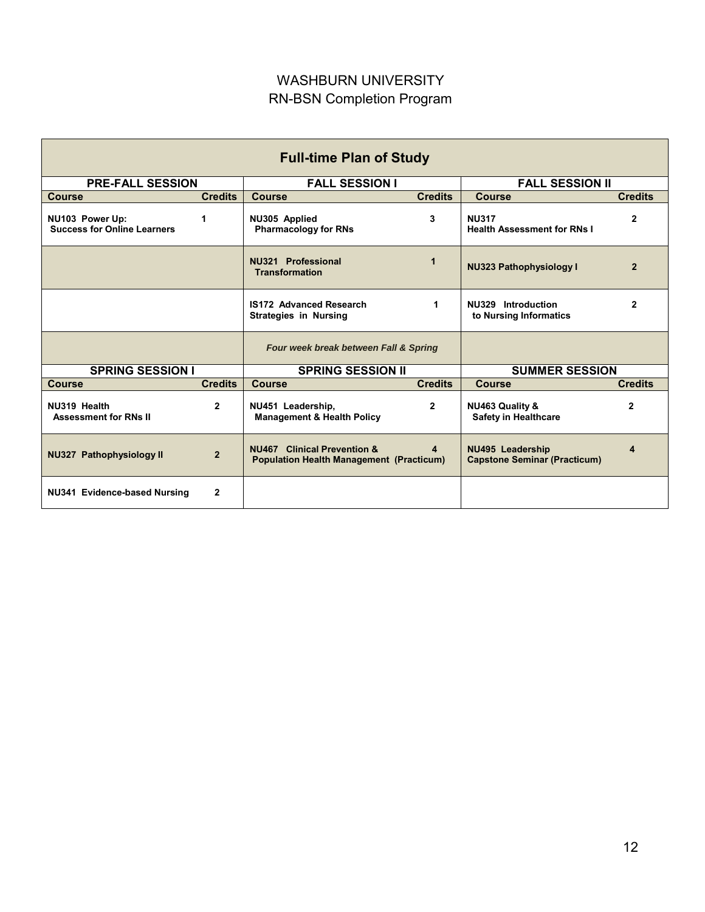# WASHBURN UNIVERSITY

## RN-BSN Completion Program

**Full-time Plan of Study**

| PRE-FALL SESSION | | FALL SESSION I | | FALL SESSION II | |
|---|---|---|---|---|---|
| **Course** | **Credits** | **Course** | **Credits** | **Course** | **Credits** |
| **NU103 Power Up: Success for Online Learners** | **1** | **NU305 Applied Pharmacology for RNs** | **3** | **NU317 Health Assessment for RNs I** | **2** |
| | | **NU321 Professional Transformation** | **1** | **NU323 Pathophysiology I** | **2** |
| | | **IS172 Advanced Research Strategies in Nursing** | **1** | **NU329 Introduction to Nursing Informatics** | **2** |
| | | ***Four week break between Fall & Spring*** | | | |
| **SPRING SESSION I** | | **SPRING SESSION II** | | **SUMMER SESSION** | |
| **Course** | **Credits** | **Course** | **Credits** | **Course** | **Credits** |
| **NU319 Health Assessment for RNs II** | **2** | **NU451 Leadership, Management & Health Policy** | **2** | **NU463 Quality & Safety in Healthcare** | **2** |
| **NU327 Pathophysiology II** | **2** | **NU467 Clinical Prevention & Population Health Management (Practicum)** | **4** | **NU495 Leadership Capstone Seminar (Practicum)** | **4** |
| **NU341 Evidence-based Nursing** | **2** | | | | |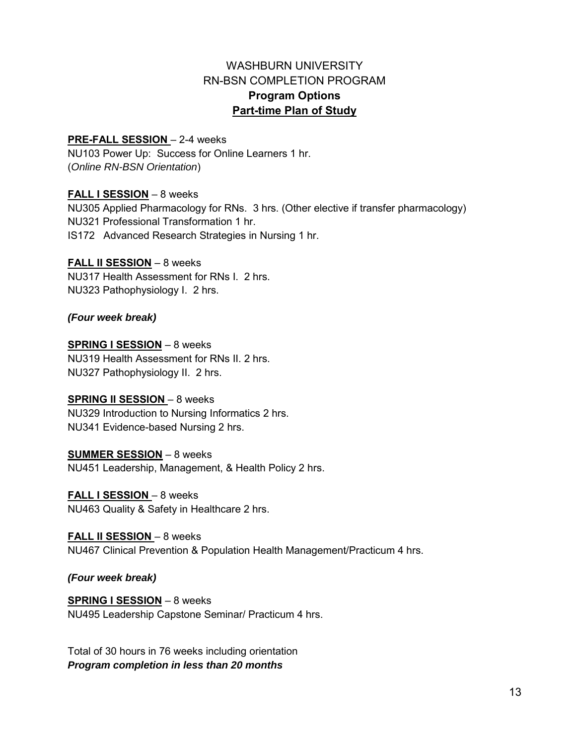# WASHBURN UNIVERSITY
# RN-BSN COMPLETION PROGRAM
## **Program Options**
## **Part-time Plan of Study**

**PRE-FALL SESSION** – 2-4 weeks
NU103 Power Up: Success for Online Learners 1 hr.
(*Online RN-BSN Orientation*)

**FALL I SESSION** – 8 weeks
NU305 Applied Pharmacology for RNs. 3 hrs. (Other elective if transfer pharmacology)
NU321 Professional Transformation 1 hr.
IS172 Advanced Research Strategies in Nursing 1 hr.

**FALL II SESSION** – 8 weeks
NU317 Health Assessment for RNs I. 2 hrs.
NU323 Pathophysiology I. 2 hrs.

***(Four week break)***

**SPRING I SESSION** – 8 weeks
NU319 Health Assessment for RNs II. 2 hrs.
NU327 Pathophysiology II. 2 hrs.

**SPRING II SESSION** – 8 weeks
NU329 Introduction to Nursing Informatics 2 hrs.
NU341 Evidence-based Nursing 2 hrs.

**SUMMER SESSION** – 8 weeks
NU451 Leadership, Management, & Health Policy 2 hrs.

**FALL I SESSION** – 8 weeks
NU463 Quality & Safety in Healthcare 2 hrs.

**FALL II SESSION** – 8 weeks
NU467 Clinical Prevention & Population Health Management/Practicum 4 hrs.

***(Four week break)***

**SPRING I SESSION** – 8 weeks
NU495 Leadership Capstone Seminar/ Practicum 4 hrs.

Total of 30 hours in 76 weeks including orientation
***Program completion in less than 20 months***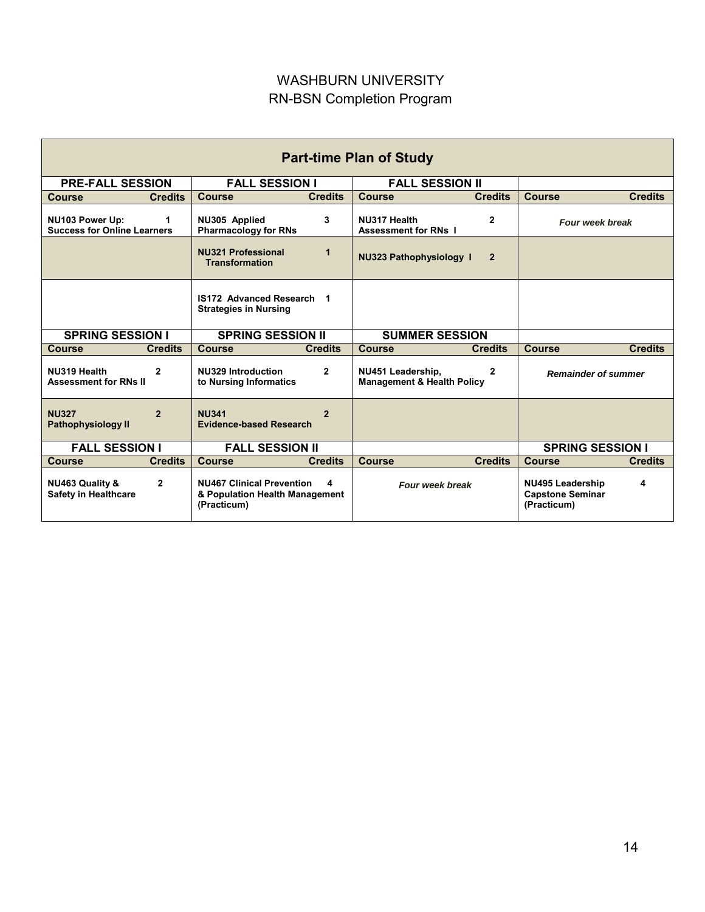# WASHBURN UNIVERSITY
## RN-BSN Completion Program

**Part-time Plan of Study**

| PRE-FALL SESSION | | FALL SESSION I | | FALL SESSION II | | | |
|---|---|---|---|---|---|---|---|
| **Course** | **Credits** | **Course** | **Credits** | **Course** | **Credits** | **Course** | **Credits** |
| **NU103 Power Up: Success for Online Learners** | **1** | **NU305 Applied Pharmacology for RNs** | **3** | **NU317 Health Assessment for RNs I** | **2** | ***Four week break*** | |
| | | **NU321 Professional Transformation** | **1** | **NU323 Pathophysiology I** | **2** | | |
| | | **IS172 Advanced Research Strategies in Nursing** | **1** | | | | |
| **SPRING SESSION I** | | **SPRING SESSION II** | | **SUMMER SESSION** | | | |
| **Course** | **Credits** | **Course** | **Credits** | **Course** | **Credits** | **Course** | **Credits** |
| **NU319 Health Assessment for RNs II** | **2** | **NU329 Introduction to Nursing Informatics** | **2** | **NU451 Leadership, Management & Health Policy** | **2** | ***Remainder of summer*** | |
| **NU327 Pathophysiology II** | **2** | **NU341 Evidence-based Research** | **2** | | | | |
| **FALL SESSION I** | | **FALL SESSION II** | | | | **SPRING SESSION I** | |
| **Course** | **Credits** | **Course** | **Credits** | **Course** | **Credits** | **Course** | **Credits** |
| **NU463 Quality & Safety in Healthcare** | **2** | **NU467 Clinical Prevention & Population Health Management (Practicum)** | **4** | ***Four week break*** | | **NU495 Leadership Capstone Seminar (Practicum)** | **4** |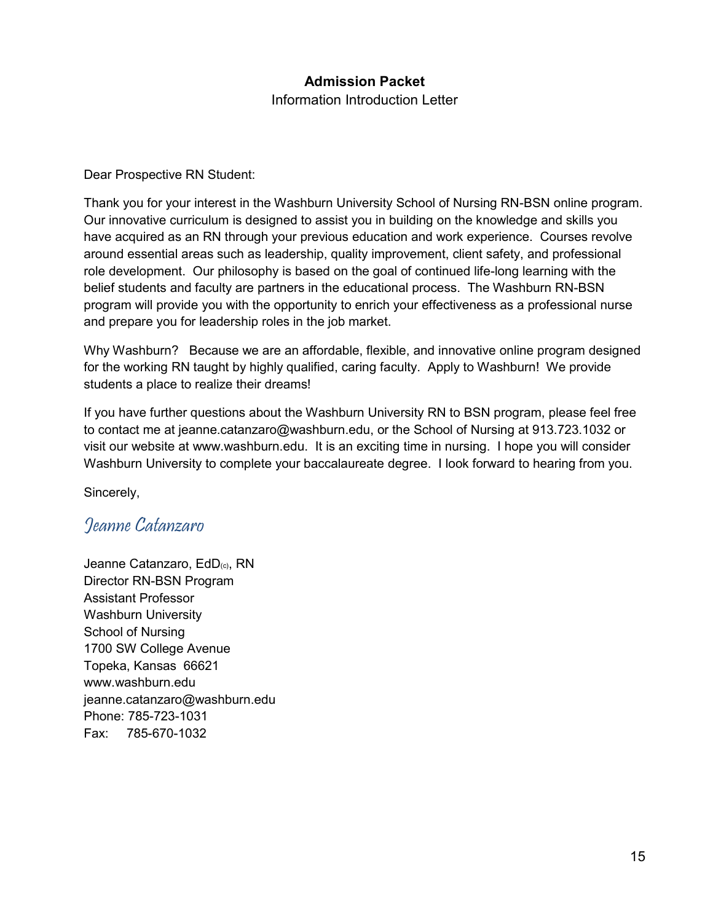**Admission Packet**

Information Introduction Letter

Dear Prospective RN Student:

Thank you for your interest in the Washburn University School of Nursing RN-BSN online program. Our innovative curriculum is designed to assist you in building on the knowledge and skills you have acquired as an RN through your previous education and work experience. Courses revolve around essential areas such as leadership, quality improvement, client safety, and professional role development. Our philosophy is based on the goal of continued life-long learning with the belief students and faculty are partners in the educational process. The Washburn RN-BSN program will provide you with the opportunity to enrich your effectiveness as a professional nurse and prepare you for leadership roles in the job market.

Why Washburn? Because we are an affordable, flexible, and innovative online program designed for the working RN taught by highly qualified, caring faculty. Apply to Washburn! We provide students a place to realize their dreams!

If you have further questions about the Washburn University RN to BSN program, please feel free to contact me at jeanne.catanzaro@washburn.edu, or the School of Nursing at 913.723.1032 or visit our website at www.washburn.edu. It is an exciting time in nursing. I hope you will consider Washburn University to complete your baccalaureate degree. I look forward to hearing from you.

Sincerely,

*Jeanne Catanzaro*

Jeanne Catanzaro, EdD(c), RN
Director RN-BSN Program
Assistant Professor
Washburn University
School of Nursing
1700 SW College Avenue
Topeka, Kansas 66621
www.washburn.edu
jeanne.catanzaro@washburn.edu
Phone: 785-723-1031
Fax: 785-670-1032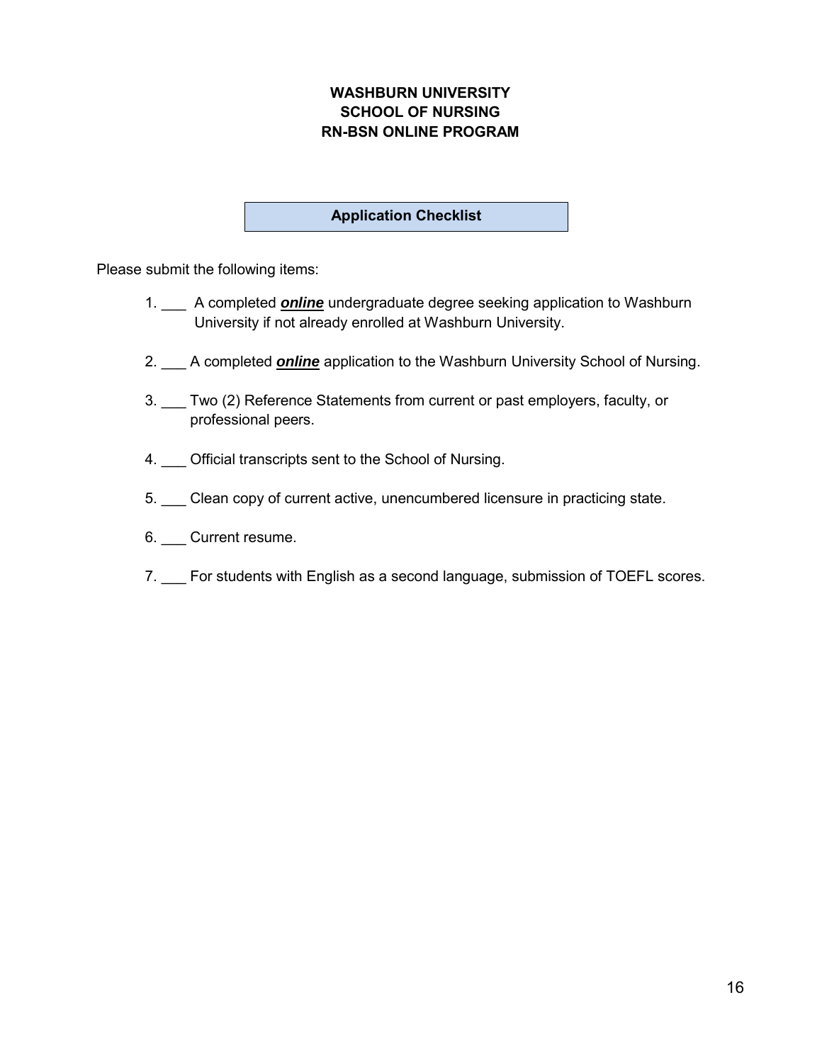# WASHBURN UNIVERSITY
# SCHOOL OF NURSING
# RN-BSN ONLINE PROGRAM

## Application Checklist

Please submit the following items:

1. ___ A completed ***online*** undergraduate degree seeking application to Washburn University if not already enrolled at Washburn University.

2. ___ A completed ***online*** application to the Washburn University School of Nursing.

3. ___ Two (2) Reference Statements from current or past employers, faculty, or professional peers.

4. ___ Official transcripts sent to the School of Nursing.

5. ___ Clean copy of current active, unencumbered licensure in practicing state.

6. ___ Current resume.

7. ___ For students with English as a second language, submission of TOEFL scores.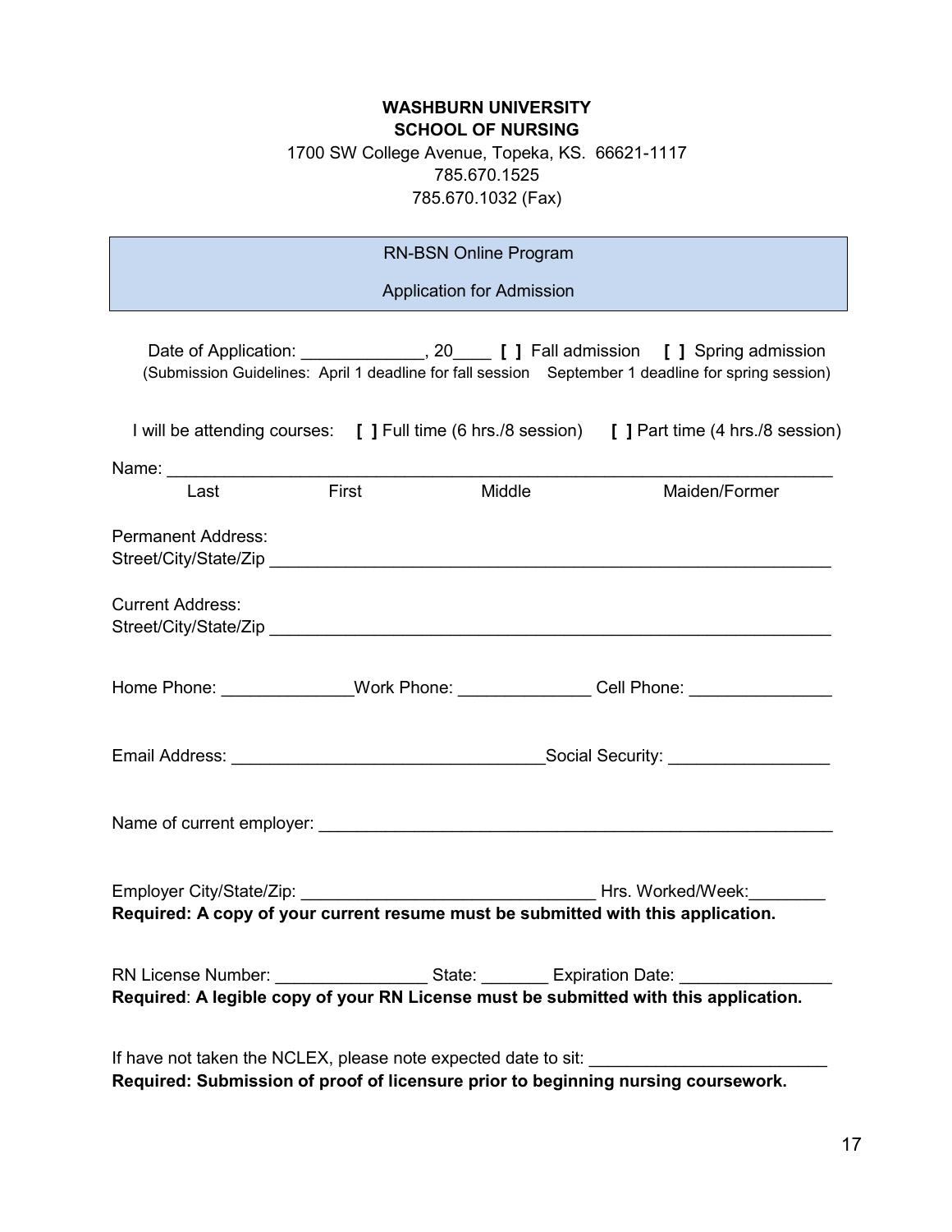**WASHBURN UNIVERSITY**
**SCHOOL OF NURSING**
1700 SW College Avenue, Topeka, KS. 66621-1117
785.670.1525
785.670.1032 (Fax)

| RN-BSN Online Program<br><br>Application for Admission |
|---|

Date of Application: _____________, 20____ **[ ]** Fall admission **[ ]** Spring admission
(Submission Guidelines: April 1 deadline for fall session September 1 deadline for spring session)

I will be attending courses: **[ ]** Full time (6 hrs./8 session) **[ ]** Part time (4 hrs./8 session)

Name: ______________________________________________________________________
Last First Middle Maiden/Former

Permanent Address:
Street/City/State/Zip ______________________________________________________________

Current Address:
Street/City/State/Zip ______________________________________________________________

Home Phone: ______________Work Phone: ______________ Cell Phone: _______________

Email Address: ________________________________Social Security: _________________

Name of current employer: _____________________________________________________

Employer City/State/Zip: _______________________________ Hrs. Worked/Week:________
**Required: A copy of your current resume must be submitted with this application.**

RN License Number: ________________ State: _______ Expiration Date: ________________
**Required**: **A legible copy of your RN License must be submitted with this application.**

If have not taken the NCLEX, please note expected date to sit: _________________________
**Required: Submission of proof of licensure prior to beginning nursing coursework.**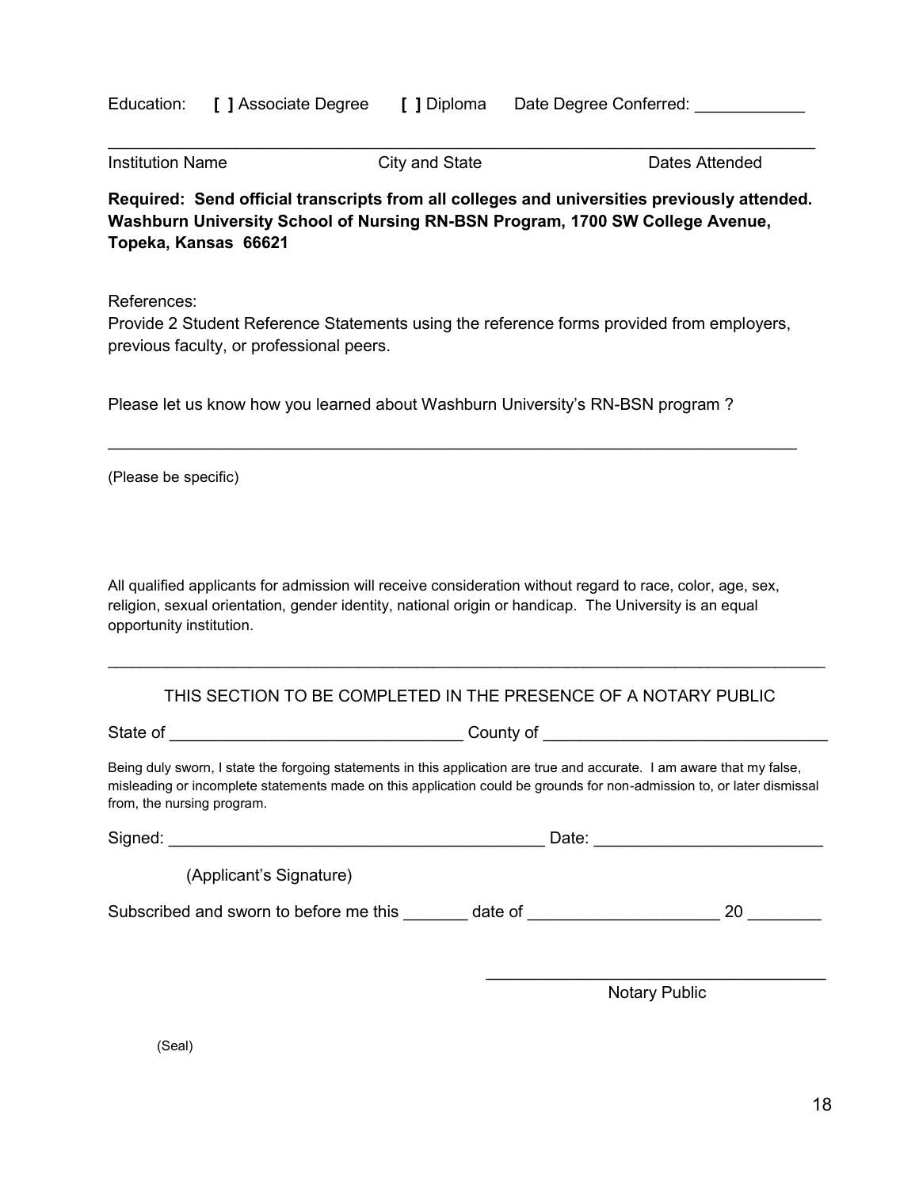Education: **[ ]** Associate Degree **[ ]** Diploma Date Degree Conferred: ____________

_____________________________________________________________________________

Institution Name City and State Dates Attended

**Required: Send official transcripts from all colleges and universities previously attended. Washburn University School of Nursing RN-BSN Program, 1700 SW College Avenue, Topeka, Kansas 66621**

References:
Provide 2 Student Reference Statements using the reference forms provided from employers, previous faculty, or professional peers.

Please let us know how you learned about Washburn University's RN-BSN program ?

_____________________________________________________________________________

(Please be specific)

All qualified applicants for admission will receive consideration without regard to race, color, age, sex, religion, sexual orientation, gender identity, national origin or handicap. The University is an equal opportunity institution.

---

THIS SECTION TO BE COMPLETED IN THE PRESENCE OF A NOTARY PUBLIC

State of ________________________________ County of _______________________________

Being duly sworn, I state the forgoing statements in this application are true and accurate. I am aware that my false, misleading or incomplete statements made on this application could be grounds for non-admission to, or later dismissal from, the nursing program.

Signed: __________________________________________ Date: _________________________

(Applicant's Signature)

Subscribed and sworn to before me this _______ date of ____________________ 20 ________

_____________________________________

Notary Public

(Seal)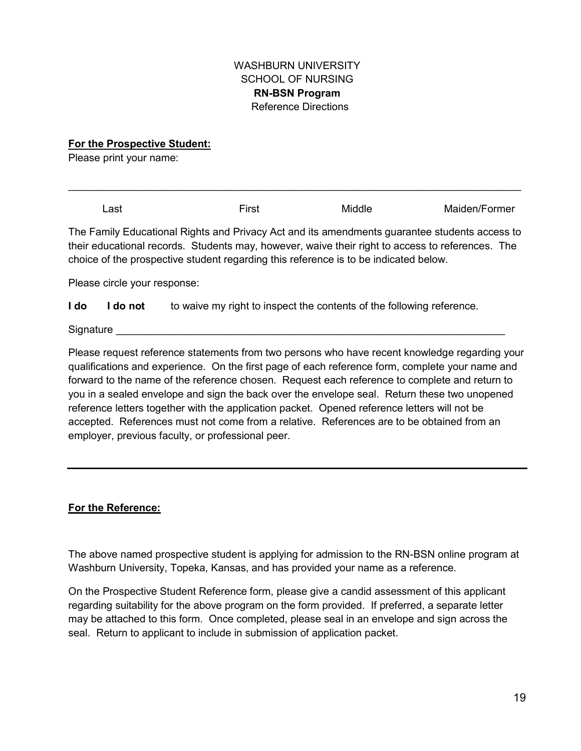WASHBURN UNIVERSITY
SCHOOL OF NURSING
**RN-BSN Program**
Reference Directions

**For the Prospective Student:**

Please print your name:

_______________________________________________________________________________

Last First Middle Maiden/Former

The Family Educational Rights and Privacy Act and its amendments guarantee students access to their educational records. Students may, however, waive their right to access to references. The choice of the prospective student regarding this reference is to be indicated below.

Please circle your response:

**I do** **I do not** to waive my right to inspect the contents of the following reference.

Signature _______________________________________________________________

Please request reference statements from two persons who have recent knowledge regarding your qualifications and experience. On the first page of each reference form, complete your name and forward to the name of the reference chosen. Request each reference to complete and return to you in a sealed envelope and sign the back over the envelope seal. Return these two unopened reference letters together with the application packet. Opened reference letters will not be accepted. References must not come from a relative. References are to be obtained from an employer, previous faculty, or professional peer.

---

**For the Reference:**

The above named prospective student is applying for admission to the RN-BSN online program at Washburn University, Topeka, Kansas, and has provided your name as a reference.

On the Prospective Student Reference form, please give a candid assessment of this applicant regarding suitability for the above program on the form provided. If preferred, a separate letter may be attached to this form. Once completed, please seal in an envelope and sign across the seal. Return to applicant to include in submission of application packet.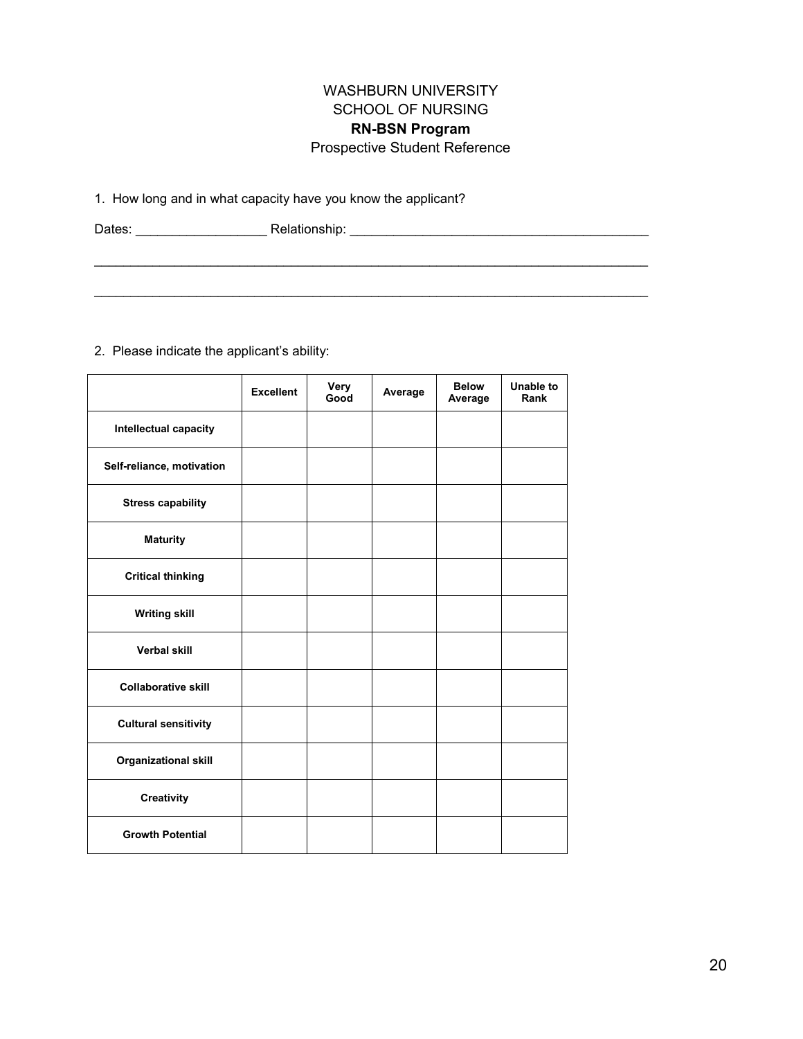WASHBURN UNIVERSITY
SCHOOL OF NURSING
**RN-BSN Program**
Prospective Student Reference

1. How long and in what capacity have you know the applicant?

Dates: __________________ Relationship: ________________________________________

_____________________________________________________________________________

_____________________________________________________________________________

2. Please indicate the applicant's ability:

| | Excellent | Very Good | Average | Below Average | Unable to Rank |
|---|---|---|---|---|---|
| **Intellectual capacity** | | | | | |
| **Self-reliance, motivation** | | | | | |
| **Stress capability** | | | | | |
| **Maturity** | | | | | |
| **Critical thinking** | | | | | |
| **Writing skill** | | | | | |
| **Verbal skill** | | | | | |
| **Collaborative skill** | | | | | |
| **Cultural sensitivity** | | | | | |
| **Organizational skill** | | | | | |
| **Creativity** | | | | | |
| **Growth Potential** | | | | | |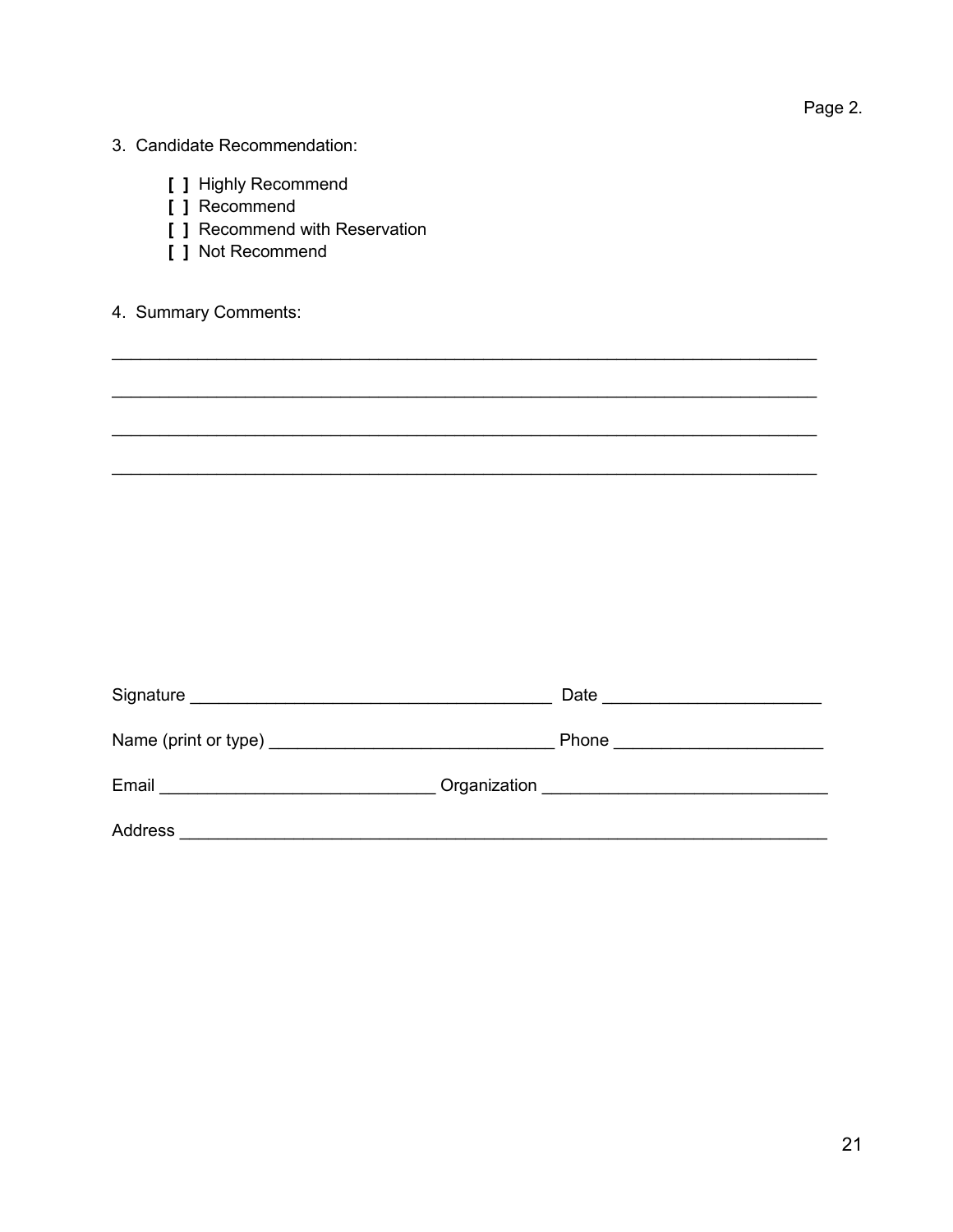Page 2.

3. Candidate Recommendation:

   [ ] Highly Recommend
   [ ] Recommend
   [ ] Recommend with Reservation
   [ ] Not Recommend

4. Summary Comments:

______________________________________________________________________________

______________________________________________________________________________

______________________________________________________________________________

______________________________________________________________________________

Signature _______________________________________ Date _______________________

Name (print or type) _______________________________ Phone ______________________

Email ______________________________ Organization ______________________________

Address ______________________________________________________________________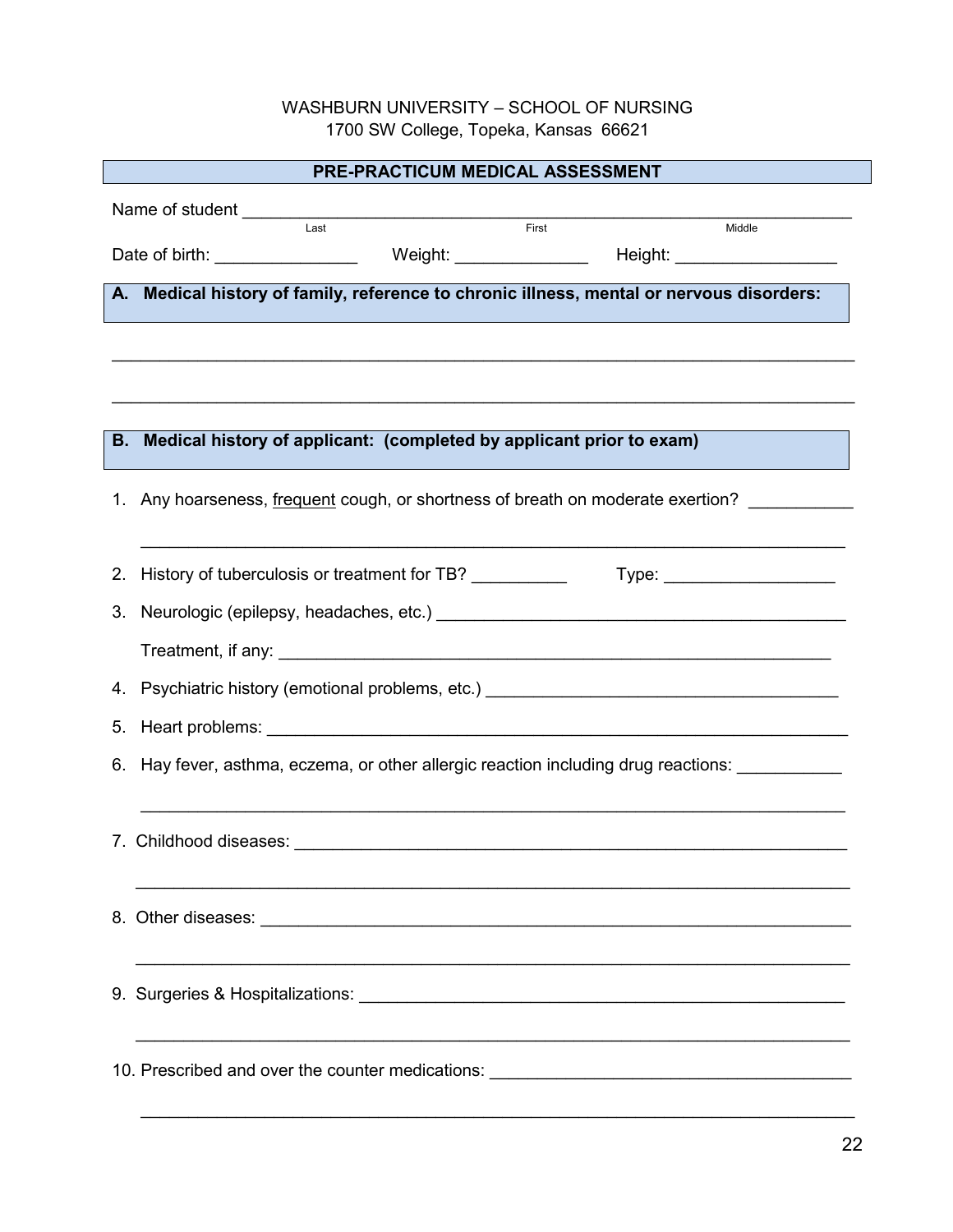WASHBURN UNIVERSITY – SCHOOL OF NURSING
1700 SW College, Topeka, Kansas 66621

## PRE-PRACTICUM MEDICAL ASSESSMENT

Name of student ______________________________________________
Last First Middle

Date of birth: _______________ Weight: ______________ Height: _________________

### A. Medical history of family, reference to chronic illness, mental or nervous disorders:

______________________________________________________________________________

______________________________________________________________________________

### B. Medical history of applicant: (completed by applicant prior to exam)

1. Any hoarseness, frequent cough, or shortness of breath on moderate exertion? ___________

   ______________________________________________________________________________

2. History of tuberculosis or treatment for TB? __________ Type: __________________

3. Neurologic (epilepsy, headaches, etc.) ____________________________________________

   Treatment, if any: ______________________________________________________________

4. Psychiatric history (emotional problems, etc.) ______________________________________

5. Heart problems: ________________________________________________________________

6. Hay fever, asthma, eczema, or other allergic reaction including drug reactions: ___________

   ______________________________________________________________________________

7. Childhood diseases: ____________________________________________________________

   ______________________________________________________________________________

8. Other diseases: ________________________________________________________________

   ______________________________________________________________________________

9. Surgeries & Hospitalizations: ____________________________________________________

   ______________________________________________________________________________

10. Prescribed and over the counter medications: _____________________________________

    ______________________________________________________________________________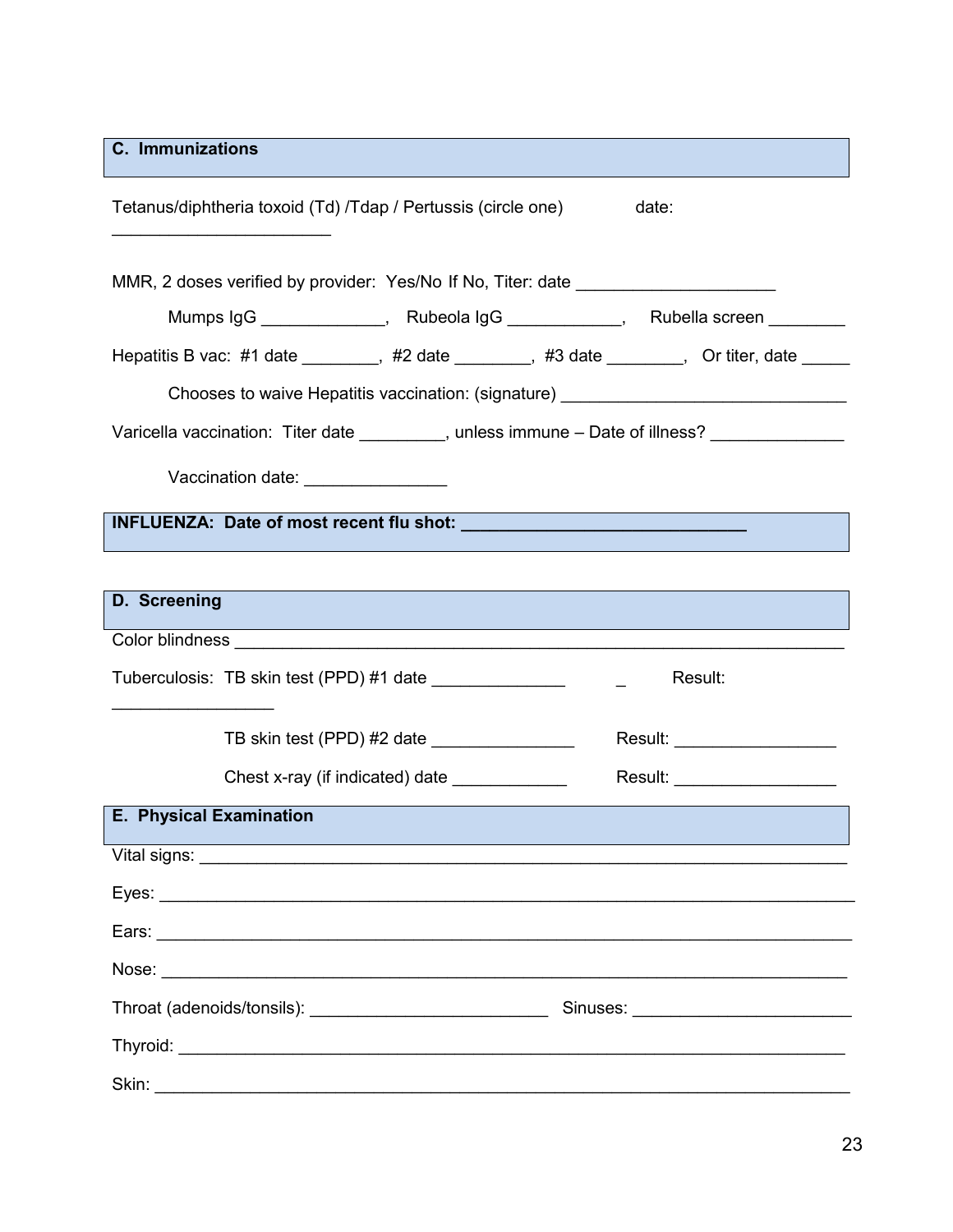## C. Immunizations

Tetanus/diphtheria toxoid (Td) /Tdap / Pertussis (circle one) date: _______________________

MMR, 2 doses verified by provider: Yes/No If No, Titer: date _____________________

Mumps IgG _____________, Rubeola IgG ____________, Rubella screen ________

Hepatitis B vac: #1 date ________, #2 date ________, #3 date ________, Or titer, date _____

Chooses to waive Hepatitis vaccination: (signature) _______________________________

Varicella vaccination: Titer date _________, unless immune – Date of illness? ______________

Vaccination date: _______________

## INFLUENZA: Date of most recent flu shot: ______________________________

## D. Screening

Color blindness ____________________________________________________________________

Tuberculosis: TB skin test (PPD) #1 date ______________ _ Result: _________________

TB skin test (PPD) #2 date _______________ Result: _________________

Chest x-ray (if indicated) date ____________ Result: _________________

## E. Physical Examination

Vital signs: _______________________________________________________________________

Eyes: ____________________________________________________________________________

Ears: ____________________________________________________________________________

Nose: ____________________________________________________________________________

Throat (adenoids/tonsils): _________________________ Sinuses: _______________________

Thyroid: _________________________________________________________________________

Skin: ____________________________________________________________________________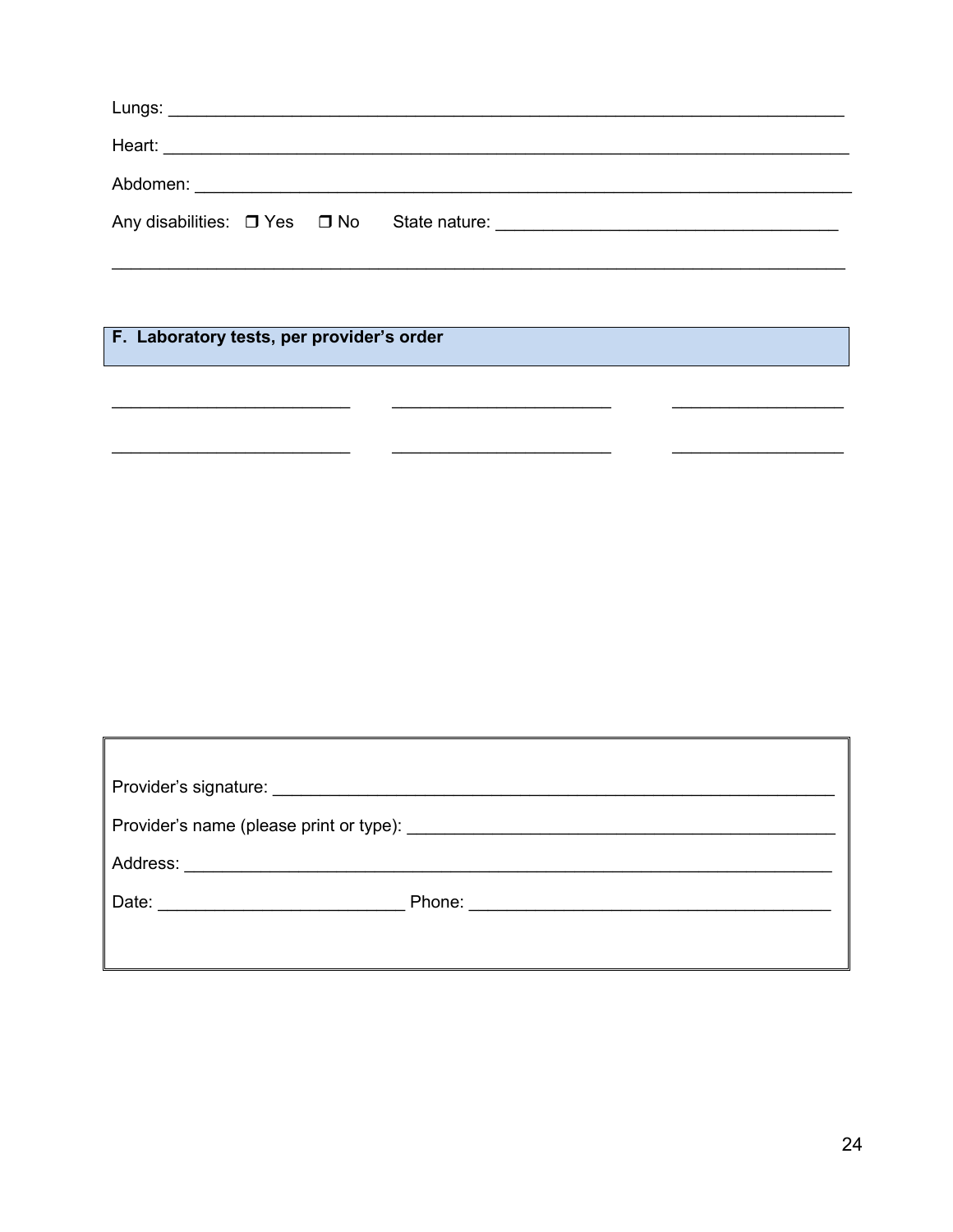Lungs: ___________________________________________________________________________

Heart: ___________________________________________________________________________

Abdomen: ________________________________________________________________________

Any disabilities: ❐ Yes ❐ No State nature: ____________________________________

_________________________________________________________________________________

## F. Laboratory tests, per provider's order

__________________________ __________________________ __________________________

__________________________ __________________________ __________________________

Provider's signature: _____________________________________________________________

Provider's name (please print or type): ____________________________________________

Address: _______________________________________________________________________

Date: __________________________ Phone: __________________________________________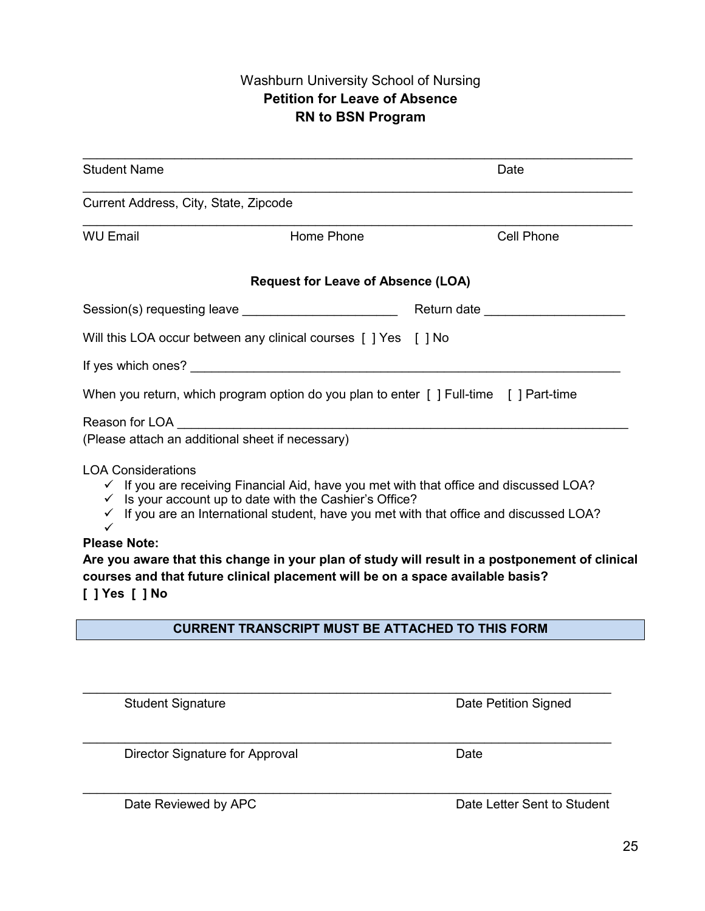Washburn University School of Nursing

**Petition for Leave of Absence**

**RN to BSN Program**

\_\_\_\_\_\_\_\_\_\_\_\_\_\_\_\_\_\_\_\_\_\_\_\_\_\_\_\_\_\_\_\_\_\_\_\_\_\_\_\_\_\_\_\_\_\_\_\_\_\_\_\_\_\_\_\_\_\_\_\_\_\_\_\_\_\_\_\_\_\_\_\_

Student Name Date

\_\_\_\_\_\_\_\_\_\_\_\_\_\_\_\_\_\_\_\_\_\_\_\_\_\_\_\_\_\_\_\_\_\_\_\_\_\_\_\_\_\_\_\_\_\_\_\_\_\_\_\_\_\_\_\_\_\_\_\_\_\_\_\_\_\_\_\_\_\_\_\_

Current Address, City, State, Zipcode

\_\_\_\_\_\_\_\_\_\_\_\_\_\_\_\_\_\_\_\_\_\_\_\_\_\_\_\_\_\_\_\_\_\_\_\_\_\_\_\_\_\_\_\_\_\_\_\_\_\_\_\_\_\_\_\_\_\_\_\_\_\_\_\_\_\_\_\_\_\_\_\_

WU Email Home Phone Cell Phone

**Request for Leave of Absence (LOA)**

Session(s) requesting leave \_\_\_\_\_\_\_\_\_\_\_\_\_\_\_\_\_\_\_\_\_\_ Return date \_\_\_\_\_\_\_\_\_\_\_\_\_\_\_\_\_\_\_\_

Will this LOA occur between any clinical courses [ ] Yes [ ] No

If yes which ones? \_\_\_\_\_\_\_\_\_\_\_\_\_\_\_\_\_\_\_\_\_\_\_\_\_\_\_\_\_\_\_\_\_\_\_\_\_\_\_\_\_\_\_\_\_\_\_\_\_\_\_\_\_\_\_\_\_\_\_\_\_

When you return, which program option do you plan to enter [ ] Full-time [ ] Part-time

Reason for LOA \_\_\_\_\_\_\_\_\_\_\_\_\_\_\_\_\_\_\_\_\_\_\_\_\_\_\_\_\_\_\_\_\_\_\_\_\_\_\_\_\_\_\_\_\_\_\_\_\_\_\_\_\_\_\_\_\_\_\_\_\_\_\_\_
(Please attach an additional sheet if necessary)

LOA Considerations

- ✓ If you are receiving Financial Aid, have you met with that office and discussed LOA?
- ✓ Is your account up to date with the Cashier's Office?
- ✓ If you are an International student, have you met with that office and discussed LOA?
- ✓

**Please Note:**

**Are you aware that this change in your plan of study will result in a postponement of clinical courses and that future clinical placement will be on a space available basis?**

**[ ] Yes [ ] No**

**CURRENT TRANSCRIPT MUST BE ATTACHED TO THIS FORM**

\_\_\_\_\_\_\_\_\_\_\_\_\_\_\_\_\_\_\_\_\_\_\_\_\_\_\_\_\_\_\_\_\_\_\_\_\_\_\_\_\_\_\_\_\_\_\_\_\_\_\_\_\_\_\_\_\_\_\_\_\_\_\_\_\_\_\_\_\_\_\_\_

Student Signature Date Petition Signed

\_\_\_\_\_\_\_\_\_\_\_\_\_\_\_\_\_\_\_\_\_\_\_\_\_\_\_\_\_\_\_\_\_\_\_\_\_\_\_\_\_\_\_\_\_\_\_\_\_\_\_\_\_\_\_\_\_\_\_\_\_\_\_\_\_\_\_\_\_\_\_\_

Director Signature for Approval Date

\_\_\_\_\_\_\_\_\_\_\_\_\_\_\_\_\_\_\_\_\_\_\_\_\_\_\_\_\_\_\_\_\_\_\_\_\_\_\_\_\_\_\_\_\_\_\_\_\_\_\_\_\_\_\_\_\_\_\_\_\_\_\_\_\_\_\_\_\_\_\_\_

Date Reviewed by APC Date Letter Sent to Student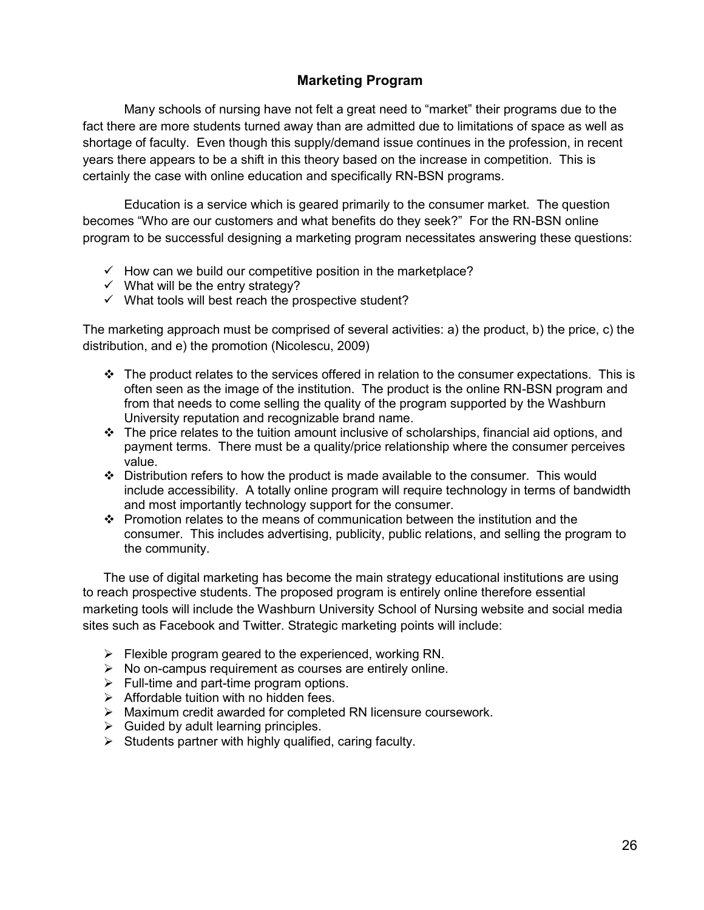## Marketing Program

Many schools of nursing have not felt a great need to "market" their programs due to the fact there are more students turned away than are admitted due to limitations of space as well as shortage of faculty. Even though this supply/demand issue continues in the profession, in recent years there appears to be a shift in this theory based on the increase in competition. This is certainly the case with online education and specifically RN-BSN programs.

Education is a service which is geared primarily to the consumer market. The question becomes "Who are our customers and what benefits do they seek?" For the RN-BSN online program to be successful designing a marketing program necessitates answering these questions:

- ✓ How can we build our competitive position in the marketplace?
- ✓ What will be the entry strategy?
- ✓ What tools will best reach the prospective student?

The marketing approach must be comprised of several activities: a) the product, b) the price, c) the distribution, and e) the promotion (Nicolescu, 2009)

- The product relates to the services offered in relation to the consumer expectations. This is often seen as the image of the institution. The product is the online RN-BSN program and from that needs to come selling the quality of the program supported by the Washburn University reputation and recognizable brand name.
- The price relates to the tuition amount inclusive of scholarships, financial aid options, and payment terms. There must be a quality/price relationship where the consumer perceives value.
- Distribution refers to how the product is made available to the consumer. This would include accessibility. A totally online program will require technology in terms of bandwidth and most importantly technology support for the consumer.
- Promotion relates to the means of communication between the institution and the consumer. This includes advertising, publicity, public relations, and selling the program to the community.

The use of digital marketing has become the main strategy educational institutions are using to reach prospective students. The proposed program is entirely online therefore essential marketing tools will include the Washburn University School of Nursing website and social media sites such as Facebook and Twitter. Strategic marketing points will include:

- Flexible program geared to the experienced, working RN.
- No on-campus requirement as courses are entirely online.
- Full-time and part-time program options.
- Affordable tuition with no hidden fees.
- Maximum credit awarded for completed RN licensure coursework.
- Guided by adult learning principles.
- Students partner with highly qualified, caring faculty.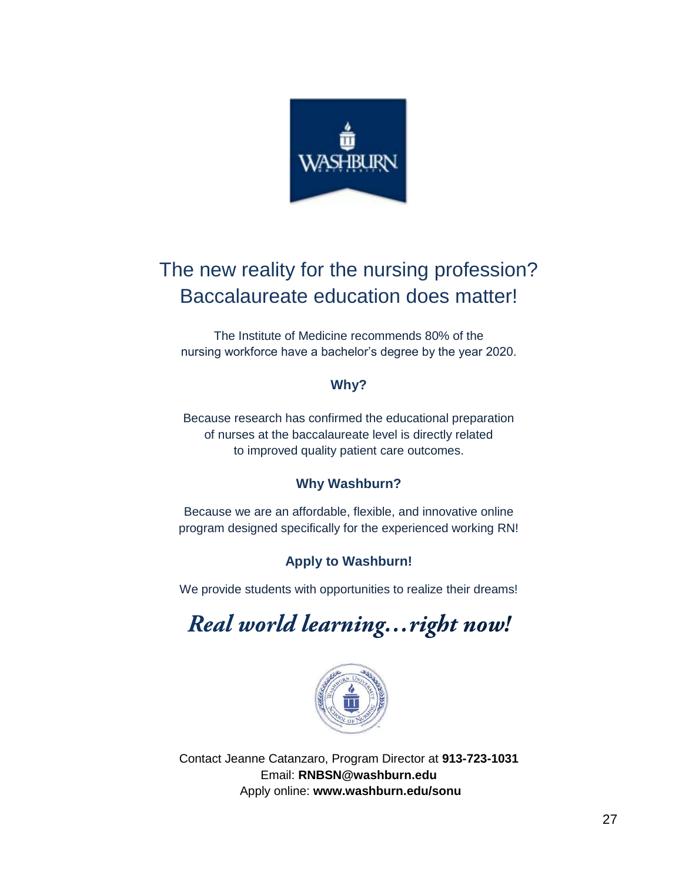# The new reality for the nursing profession? Baccalaureate education does matter!

The Institute of Medicine recommends 80% of the nursing workforce have a bachelor's degree by the year 2020.

### Why?

Because research has confirmed the educational preparation of nurses at the baccalaureate level is directly related to improved quality patient care outcomes.

### Why Washburn?

Because we are an affordable, flexible, and innovative online program designed specifically for the experienced working RN!

### Apply to Washburn!

We provide students with opportunities to realize their dreams!

***Real world learning…right now!***

Contact Jeanne Catanzaro, Program Director at **913-723-1031**
Email: **RNBSN@washburn.edu**
Apply online: **www.washburn.edu/sonu**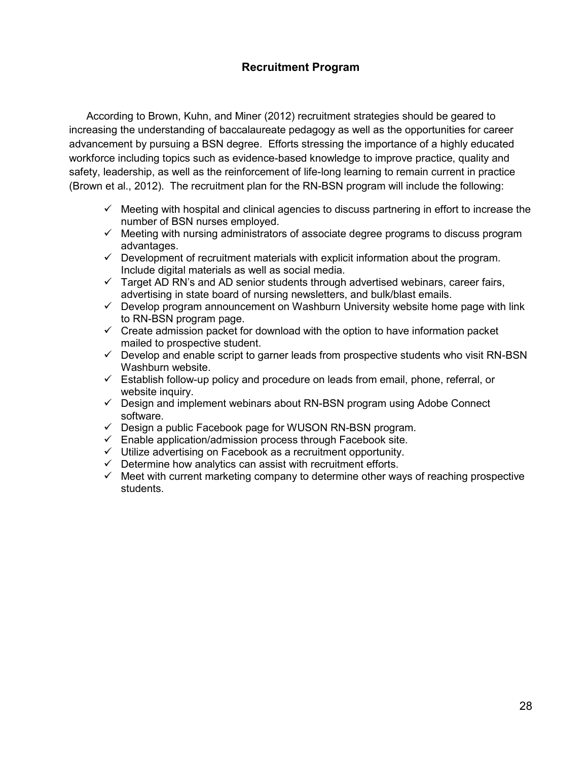# Recruitment Program

According to Brown, Kuhn, and Miner (2012) recruitment strategies should be geared to increasing the understanding of baccalaureate pedagogy as well as the opportunities for career advancement by pursuing a BSN degree. Efforts stressing the importance of a highly educated workforce including topics such as evidence-based knowledge to improve practice, quality and safety, leadership, as well as the reinforcement of life-long learning to remain current in practice (Brown et al., 2012). The recruitment plan for the RN-BSN program will include the following:

- ✓ Meeting with hospital and clinical agencies to discuss partnering in effort to increase the number of BSN nurses employed.
- ✓ Meeting with nursing administrators of associate degree programs to discuss program advantages.
- ✓ Development of recruitment materials with explicit information about the program. Include digital materials as well as social media.
- ✓ Target AD RN's and AD senior students through advertised webinars, career fairs, advertising in state board of nursing newsletters, and bulk/blast emails.
- ✓ Develop program announcement on Washburn University website home page with link to RN-BSN program page.
- ✓ Create admission packet for download with the option to have information packet mailed to prospective student.
- ✓ Develop and enable script to garner leads from prospective students who visit RN-BSN Washburn website.
- ✓ Establish follow-up policy and procedure on leads from email, phone, referral, or website inquiry.
- ✓ Design and implement webinars about RN-BSN program using Adobe Connect software.
- ✓ Design a public Facebook page for WUSON RN-BSN program.
- ✓ Enable application/admission process through Facebook site.
- ✓ Utilize advertising on Facebook as a recruitment opportunity.
- ✓ Determine how analytics can assist with recruitment efforts.
- ✓ Meet with current marketing company to determine other ways of reaching prospective students.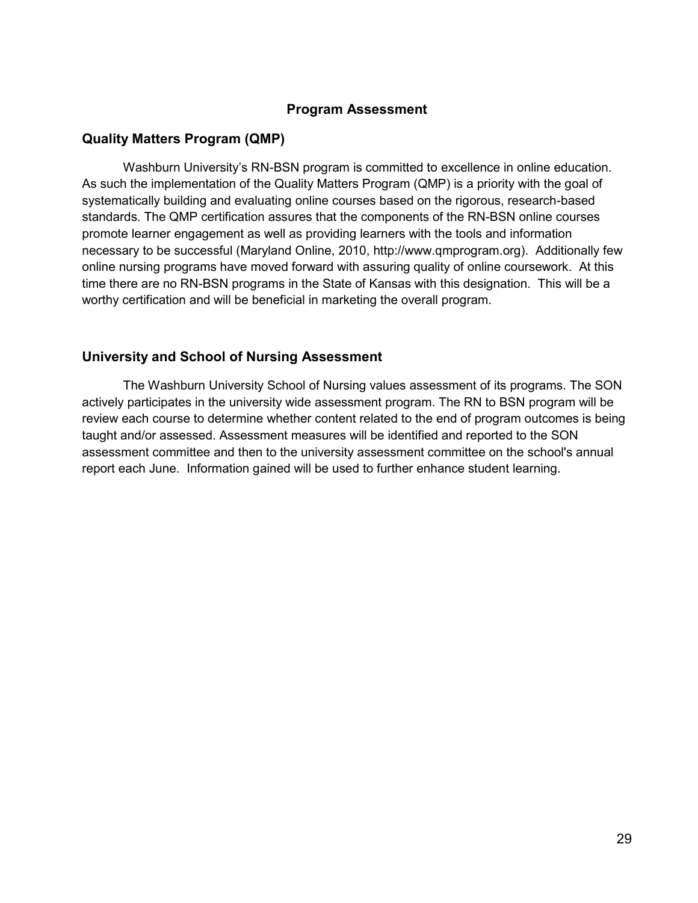# Program Assessment

## Quality Matters Program (QMP)

Washburn University's RN-BSN program is committed to excellence in online education. As such the implementation of the Quality Matters Program (QMP) is a priority with the goal of systematically building and evaluating online courses based on the rigorous, research-based standards. The QMP certification assures that the components of the RN-BSN online courses promote learner engagement as well as providing learners with the tools and information necessary to be successful (Maryland Online, 2010, http://www.qmprogram.org). Additionally few online nursing programs have moved forward with assuring quality of online coursework. At this time there are no RN-BSN programs in the State of Kansas with this designation. This will be a worthy certification and will be beneficial in marketing the overall program.

## University and School of Nursing Assessment

The Washburn University School of Nursing values assessment of its programs. The SON actively participates in the university wide assessment program. The RN to BSN program will be review each course to determine whether content related to the end of program outcomes is being taught and/or assessed. Assessment measures will be identified and reported to the SON assessment committee and then to the university assessment committee on the school's annual report each June. Information gained will be used to further enhance student learning.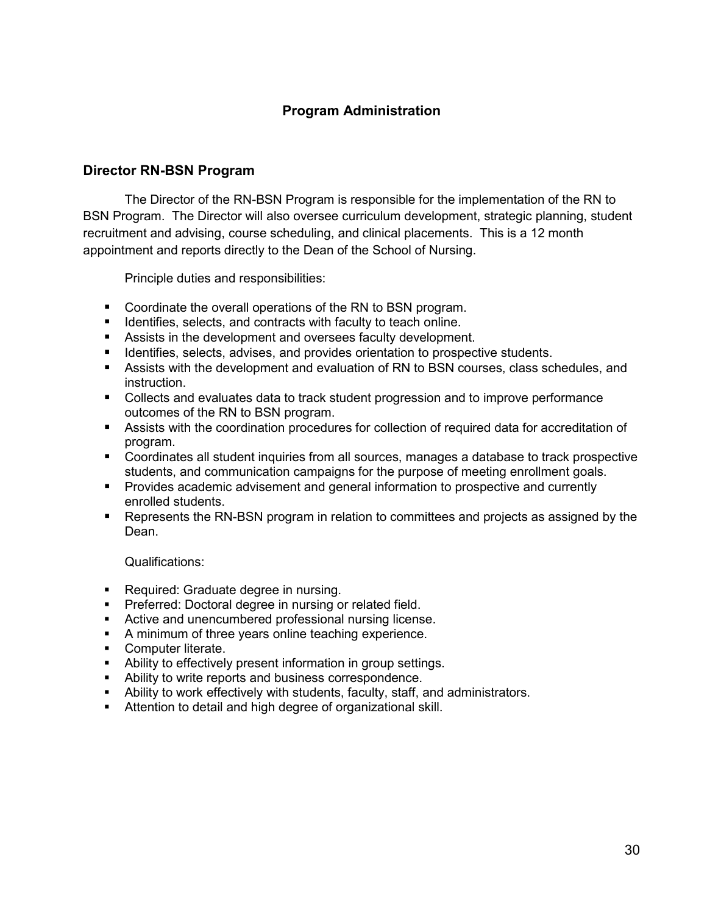# Program Administration

## Director RN-BSN Program

The Director of the RN-BSN Program is responsible for the implementation of the RN to BSN Program. The Director will also oversee curriculum development, strategic planning, student recruitment and advising, course scheduling, and clinical placements. This is a 12 month appointment and reports directly to the Dean of the School of Nursing.

Principle duties and responsibilities:

- Coordinate the overall operations of the RN to BSN program.
- Identifies, selects, and contracts with faculty to teach online.
- Assists in the development and oversees faculty development.
- Identifies, selects, advises, and provides orientation to prospective students.
- Assists with the development and evaluation of RN to BSN courses, class schedules, and instruction.
- Collects and evaluates data to track student progression and to improve performance outcomes of the RN to BSN program.
- Assists with the coordination procedures for collection of required data for accreditation of program.
- Coordinates all student inquiries from all sources, manages a database to track prospective students, and communication campaigns for the purpose of meeting enrollment goals.
- Provides academic advisement and general information to prospective and currently enrolled students.
- Represents the RN-BSN program in relation to committees and projects as assigned by the Dean.

Qualifications:

- Required: Graduate degree in nursing.
- Preferred: Doctoral degree in nursing or related field.
- Active and unencumbered professional nursing license.
- A minimum of three years online teaching experience.
- Computer literate.
- Ability to effectively present information in group settings.
- Ability to write reports and business correspondence.
- Ability to work effectively with students, faculty, staff, and administrators.
- Attention to detail and high degree of organizational skill.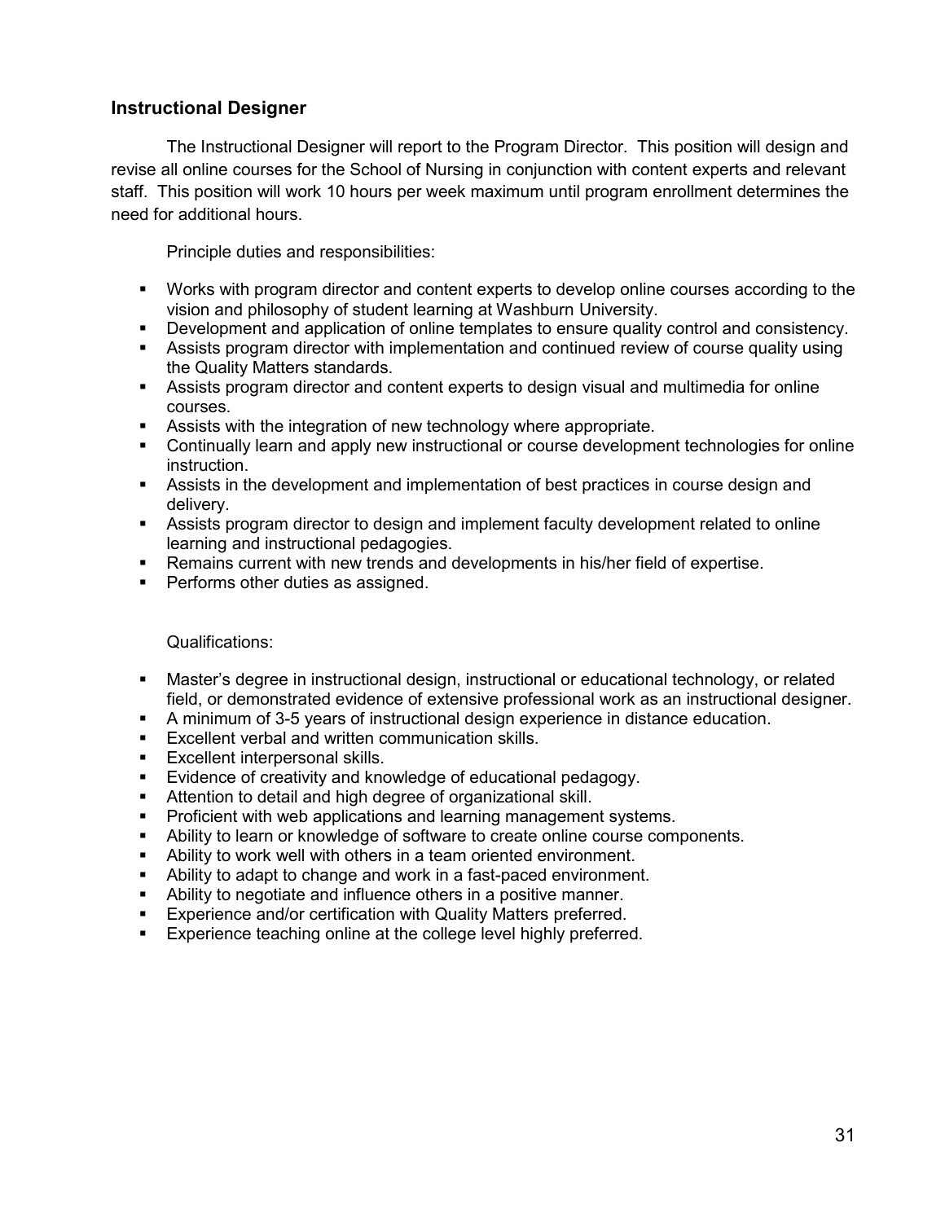### Instructional Designer

The Instructional Designer will report to the Program Director. This position will design and revise all online courses for the School of Nursing in conjunction with content experts and relevant staff. This position will work 10 hours per week maximum until program enrollment determines the need for additional hours.

Principle duties and responsibilities:

- Works with program director and content experts to develop online courses according to the vision and philosophy of student learning at Washburn University.
- Development and application of online templates to ensure quality control and consistency.
- Assists program director with implementation and continued review of course quality using the Quality Matters standards.
- Assists program director and content experts to design visual and multimedia for online courses.
- Assists with the integration of new technology where appropriate.
- Continually learn and apply new instructional or course development technologies for online instruction.
- Assists in the development and implementation of best practices in course design and delivery.
- Assists program director to design and implement faculty development related to online learning and instructional pedagogies.
- Remains current with new trends and developments in his/her field of expertise.
- Performs other duties as assigned.

Qualifications:

- Master's degree in instructional design, instructional or educational technology, or related field, or demonstrated evidence of extensive professional work as an instructional designer.
- A minimum of 3-5 years of instructional design experience in distance education.
- Excellent verbal and written communication skills.
- Excellent interpersonal skills.
- Evidence of creativity and knowledge of educational pedagogy.
- Attention to detail and high degree of organizational skill.
- Proficient with web applications and learning management systems.
- Ability to learn or knowledge of software to create online course components.
- Ability to work well with others in a team oriented environment.
- Ability to adapt to change and work in a fast-paced environment.
- Ability to negotiate and influence others in a positive manner.
- Experience and/or certification with Quality Matters preferred.
- Experience teaching online at the college level highly preferred.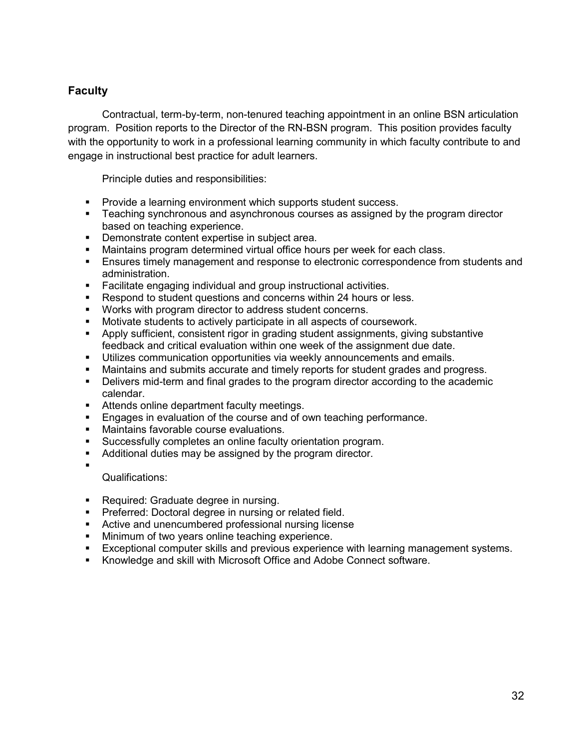## Faculty

Contractual, term-by-term, non-tenured teaching appointment in an online BSN articulation program. Position reports to the Director of the RN-BSN program. This position provides faculty with the opportunity to work in a professional learning community in which faculty contribute to and engage in instructional best practice for adult learners.

Principle duties and responsibilities:

- Provide a learning environment which supports student success.
- Teaching synchronous and asynchronous courses as assigned by the program director based on teaching experience.
- Demonstrate content expertise in subject area.
- Maintains program determined virtual office hours per week for each class.
- Ensures timely management and response to electronic correspondence from students and administration.
- Facilitate engaging individual and group instructional activities.
- Respond to student questions and concerns within 24 hours or less.
- Works with program director to address student concerns.
- Motivate students to actively participate in all aspects of coursework.
- Apply sufficient, consistent rigor in grading student assignments, giving substantive feedback and critical evaluation within one week of the assignment due date.
- Utilizes communication opportunities via weekly announcements and emails.
- Maintains and submits accurate and timely reports for student grades and progress.
- Delivers mid-term and final grades to the program director according to the academic calendar.
- Attends online department faculty meetings.
- Engages in evaluation of the course and of own teaching performance.
- Maintains favorable course evaluations.
- Successfully completes an online faculty orientation program.
- Additional duties may be assigned by the program director.

Qualifications:

- Required: Graduate degree in nursing.
- Preferred: Doctoral degree in nursing or related field.
- Active and unencumbered professional nursing license
- Minimum of two years online teaching experience.
- Exceptional computer skills and previous experience with learning management systems.
- Knowledge and skill with Microsoft Office and Adobe Connect software.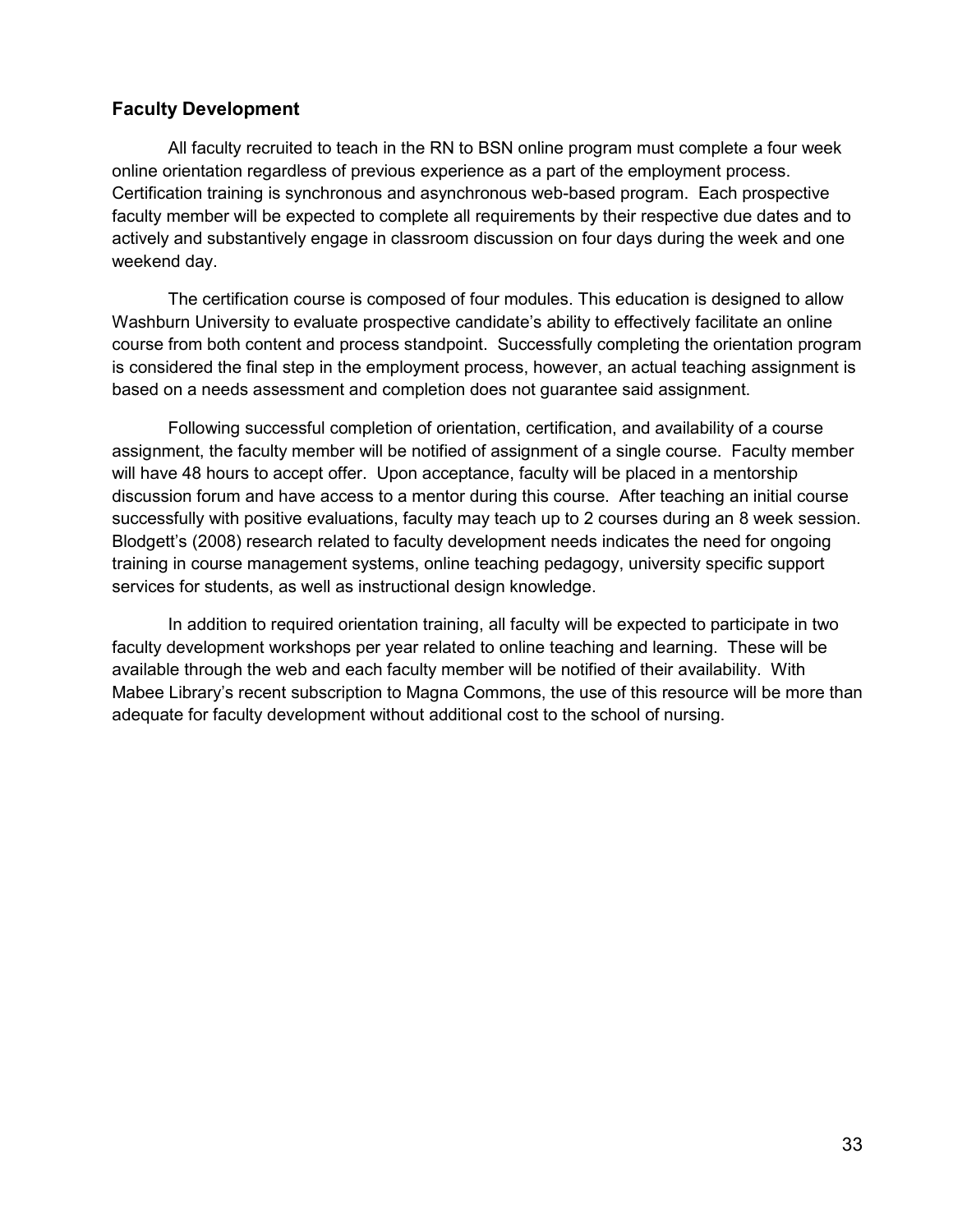## Faculty Development

All faculty recruited to teach in the RN to BSN online program must complete a four week online orientation regardless of previous experience as a part of the employment process. Certification training is synchronous and asynchronous web-based program. Each prospective faculty member will be expected to complete all requirements by their respective due dates and to actively and substantively engage in classroom discussion on four days during the week and one weekend day.

The certification course is composed of four modules. This education is designed to allow Washburn University to evaluate prospective candidate's ability to effectively facilitate an online course from both content and process standpoint. Successfully completing the orientation program is considered the final step in the employment process, however, an actual teaching assignment is based on a needs assessment and completion does not guarantee said assignment.

Following successful completion of orientation, certification, and availability of a course assignment, the faculty member will be notified of assignment of a single course. Faculty member will have 48 hours to accept offer. Upon acceptance, faculty will be placed in a mentorship discussion forum and have access to a mentor during this course. After teaching an initial course successfully with positive evaluations, faculty may teach up to 2 courses during an 8 week session. Blodgett's (2008) research related to faculty development needs indicates the need for ongoing training in course management systems, online teaching pedagogy, university specific support services for students, as well as instructional design knowledge.

In addition to required orientation training, all faculty will be expected to participate in two faculty development workshops per year related to online teaching and learning. These will be available through the web and each faculty member will be notified of their availability. With Mabee Library's recent subscription to Magna Commons, the use of this resource will be more than adequate for faculty development without additional cost to the school of nursing.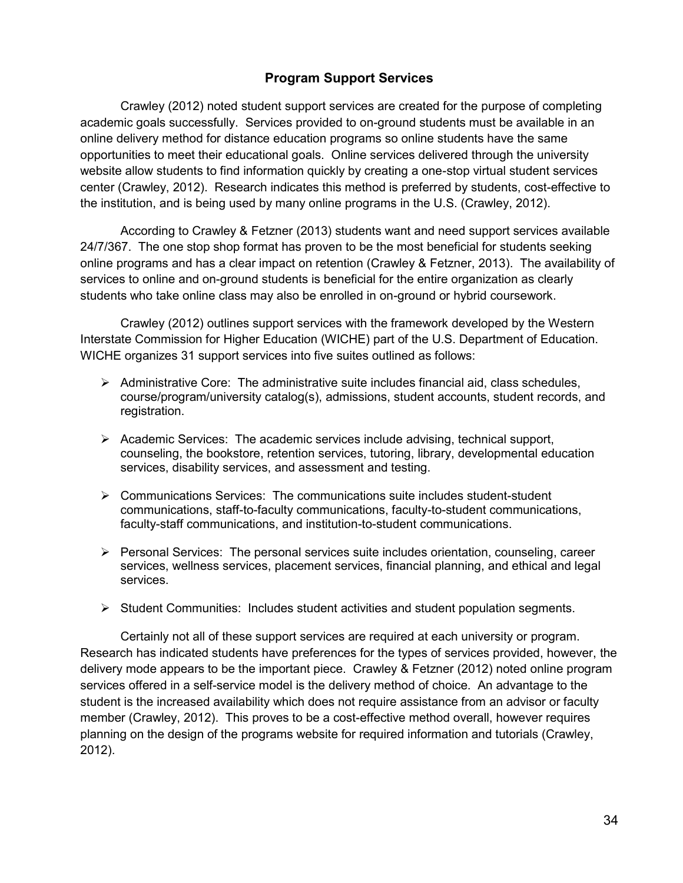## Program Support Services

Crawley (2012) noted student support services are created for the purpose of completing academic goals successfully. Services provided to on-ground students must be available in an online delivery method for distance education programs so online students have the same opportunities to meet their educational goals. Online services delivered through the university website allow students to find information quickly by creating a one-stop virtual student services center (Crawley, 2012). Research indicates this method is preferred by students, cost-effective to the institution, and is being used by many online programs in the U.S. (Crawley, 2012).

According to Crawley & Fetzner (2013) students want and need support services available 24/7/367. The one stop shop format has proven to be the most beneficial for students seeking online programs and has a clear impact on retention (Crawley & Fetzner, 2013). The availability of services to online and on-ground students is beneficial for the entire organization as clearly students who take online class may also be enrolled in on-ground or hybrid coursework.

Crawley (2012) outlines support services with the framework developed by the Western Interstate Commission for Higher Education (WICHE) part of the U.S. Department of Education. WICHE organizes 31 support services into five suites outlined as follows:

- Administrative Core: The administrative suite includes financial aid, class schedules, course/program/university catalog(s), admissions, student accounts, student records, and registration.
- Academic Services: The academic services include advising, technical support, counseling, the bookstore, retention services, tutoring, library, developmental education services, disability services, and assessment and testing.
- Communications Services: The communications suite includes student-student communications, staff-to-faculty communications, faculty-to-student communications, faculty-staff communications, and institution-to-student communications.
- Personal Services: The personal services suite includes orientation, counseling, career services, wellness services, placement services, financial planning, and ethical and legal services.
- Student Communities: Includes student activities and student population segments.

Certainly not all of these support services are required at each university or program. Research has indicated students have preferences for the types of services provided, however, the delivery mode appears to be the important piece. Crawley & Fetzner (2012) noted online program services offered in a self-service model is the delivery method of choice. An advantage to the student is the increased availability which does not require assistance from an advisor or faculty member (Crawley, 2012). This proves to be a cost-effective method overall, however requires planning on the design of the programs website for required information and tutorials (Crawley, 2012).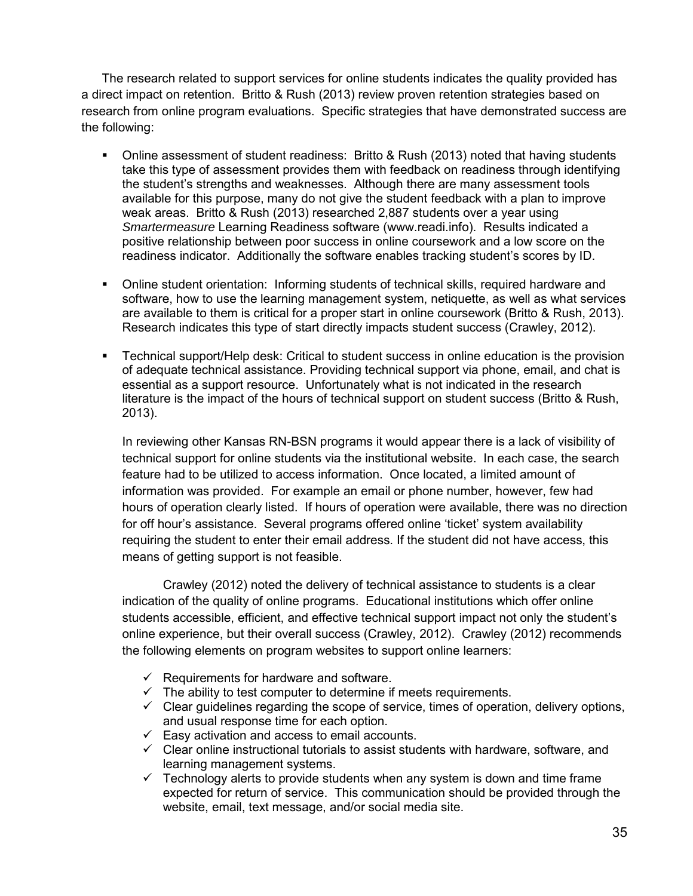The research related to support services for online students indicates the quality provided has a direct impact on retention. Britto & Rush (2013) review proven retention strategies based on research from online program evaluations. Specific strategies that have demonstrated success are the following:

- Online assessment of student readiness: Britto & Rush (2013) noted that having students take this type of assessment provides them with feedback on readiness through identifying the student's strengths and weaknesses. Although there are many assessment tools available for this purpose, many do not give the student feedback with a plan to improve weak areas. Britto & Rush (2013) researched 2,887 students over a year using *Smartermeasure* Learning Readiness software (www.readi.info). Results indicated a positive relationship between poor success in online coursework and a low score on the readiness indicator. Additionally the software enables tracking student's scores by ID.

- Online student orientation: Informing students of technical skills, required hardware and software, how to use the learning management system, netiquette, as well as what services are available to them is critical for a proper start in online coursework (Britto & Rush, 2013). Research indicates this type of start directly impacts student success (Crawley, 2012).

- Technical support/Help desk: Critical to student success in online education is the provision of adequate technical assistance. Providing technical support via phone, email, and chat is essential as a support resource. Unfortunately what is not indicated in the research literature is the impact of the hours of technical support on student success (Britto & Rush, 2013).

  In reviewing other Kansas RN-BSN programs it would appear there is a lack of visibility of technical support for online students via the institutional website. In each case, the search feature had to be utilized to access information. Once located, a limited amount of information was provided. For example an email or phone number, however, few had hours of operation clearly listed. If hours of operation were available, there was no direction for off hour's assistance. Several programs offered online 'ticket' system availability requiring the student to enter their email address. If the student did not have access, this means of getting support is not feasible.

  Crawley (2012) noted the delivery of technical assistance to students is a clear indication of the quality of online programs. Educational institutions which offer online students accessible, efficient, and effective technical support impact not only the student's online experience, but their overall success (Crawley, 2012). Crawley (2012) recommends the following elements on program websites to support online learners:

  - ✓ Requirements for hardware and software.
  - ✓ The ability to test computer to determine if meets requirements.
  - ✓ Clear guidelines regarding the scope of service, times of operation, delivery options, and usual response time for each option.
  - ✓ Easy activation and access to email accounts.
  - ✓ Clear online instructional tutorials to assist students with hardware, software, and learning management systems.
  - ✓ Technology alerts to provide students when any system is down and time frame expected for return of service. This communication should be provided through the website, email, text message, and/or social media site.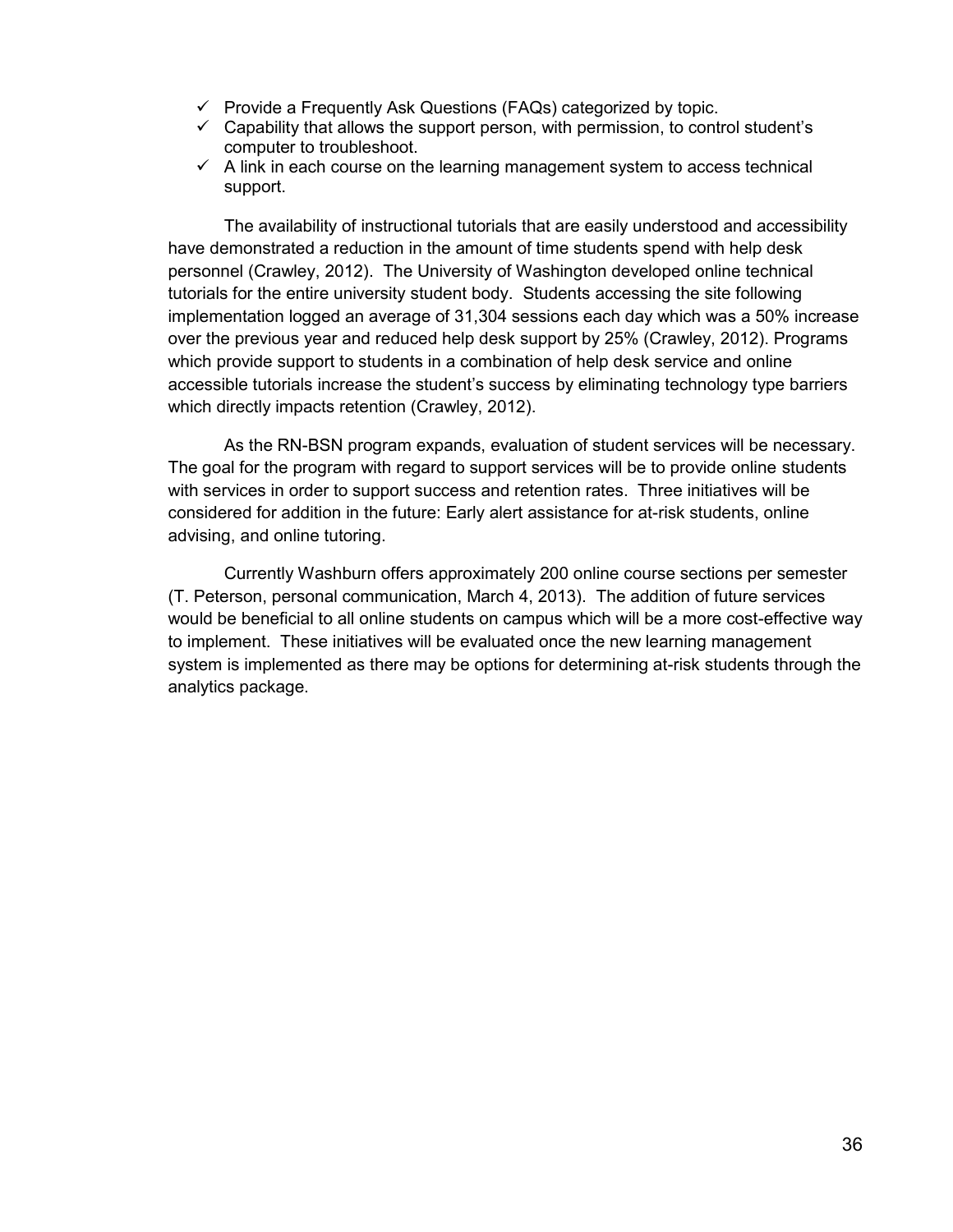- ✓ Provide a Frequently Ask Questions (FAQs) categorized by topic.
- ✓ Capability that allows the support person, with permission, to control student's computer to troubleshoot.
- ✓ A link in each course on the learning management system to access technical support.

The availability of instructional tutorials that are easily understood and accessibility have demonstrated a reduction in the amount of time students spend with help desk personnel (Crawley, 2012). The University of Washington developed online technical tutorials for the entire university student body. Students accessing the site following implementation logged an average of 31,304 sessions each day which was a 50% increase over the previous year and reduced help desk support by 25% (Crawley, 2012). Programs which provide support to students in a combination of help desk service and online accessible tutorials increase the student's success by eliminating technology type barriers which directly impacts retention (Crawley, 2012).

As the RN-BSN program expands, evaluation of student services will be necessary. The goal for the program with regard to support services will be to provide online students with services in order to support success and retention rates. Three initiatives will be considered for addition in the future: Early alert assistance for at-risk students, online advising, and online tutoring.

Currently Washburn offers approximately 200 online course sections per semester (T. Peterson, personal communication, March 4, 2013). The addition of future services would be beneficial to all online students on campus which will be a more cost-effective way to implement. These initiatives will be evaluated once the new learning management system is implemented as there may be options for determining at-risk students through the analytics package.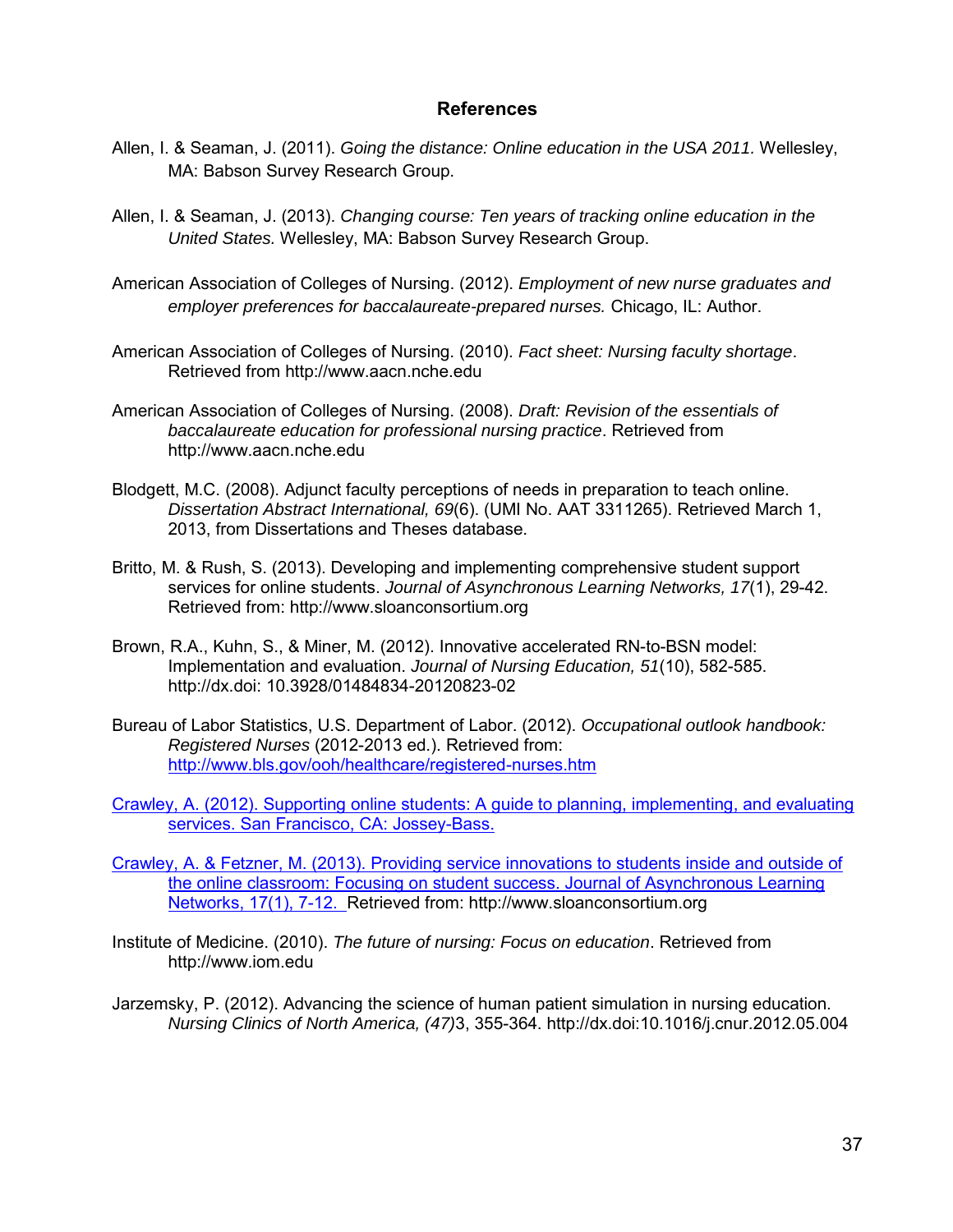# References

Allen, I. & Seaman, J. (2011). *Going the distance: Online education in the USA 2011.* Wellesley, MA: Babson Survey Research Group.

Allen, I. & Seaman, J. (2013). *Changing course: Ten years of tracking online education in the United States.* Wellesley, MA: Babson Survey Research Group.

American Association of Colleges of Nursing. (2012). *Employment of new nurse graduates and employer preferences for baccalaureate-prepared nurses.* Chicago, IL: Author.

American Association of Colleges of Nursing. (2010). *Fact sheet: Nursing faculty shortage*. Retrieved from http://www.aacn.nche.edu

American Association of Colleges of Nursing. (2008). *Draft: Revision of the essentials of baccalaureate education for professional nursing practice*. Retrieved from http://www.aacn.nche.edu

Blodgett, M.C. (2008). Adjunct faculty perceptions of needs in preparation to teach online. *Dissertation Abstract International, 69*(6). (UMI No. AAT 3311265). Retrieved March 1, 2013, from Dissertations and Theses database.

Britto, M. & Rush, S. (2013). Developing and implementing comprehensive student support services for online students. *Journal of Asynchronous Learning Networks, 17*(1), 29-42. Retrieved from: http://www.sloanconsortium.org

Brown, R.A., Kuhn, S., & Miner, M. (2012). Innovative accelerated RN-to-BSN model: Implementation and evaluation. *Journal of Nursing Education, 51*(10), 582-585. http://dx.doi: 10.3928/01484834-20120823-02

Bureau of Labor Statistics, U.S. Department of Labor. (2012). *Occupational outlook handbook: Registered Nurses* (2012-2013 ed.). Retrieved from: http://www.bls.gov/ooh/healthcare/registered-nurses.htm

Crawley, A. (2012). Supporting online students: A guide to planning, implementing, and evaluating services. San Francisco, CA: Jossey-Bass.

Crawley, A. & Fetzner, M. (2013). Providing service innovations to students inside and outside of the online classroom: Focusing on student success. Journal of Asynchronous Learning Networks, 17(1), 7-12. Retrieved from: http://www.sloanconsortium.org

Institute of Medicine. (2010). *The future of nursing: Focus on education*. Retrieved from http://www.iom.edu

Jarzemsky, P. (2012). Advancing the science of human patient simulation in nursing education. *Nursing Clinics of North America, (47)*3, 355-364. http://dx.doi:10.1016/j.cnur.2012.05.004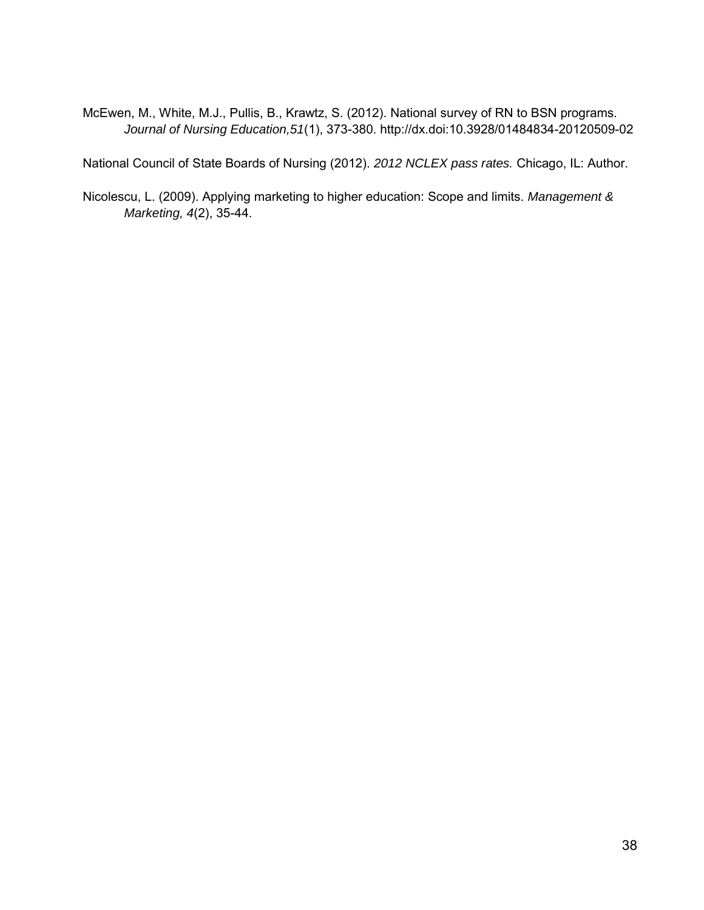McEwen, M., White, M.J., Pullis, B., Krawtz, S. (2012). National survey of RN to BSN programs. *Journal of Nursing Education,51*(1), 373-380. http://dx.doi:10.3928/01484834-20120509-02

National Council of State Boards of Nursing (2012). *2012 NCLEX pass rates.* Chicago, IL: Author.

Nicolescu, L. (2009). Applying marketing to higher education: Scope and limits. *Management & Marketing, 4*(2), 35-44.